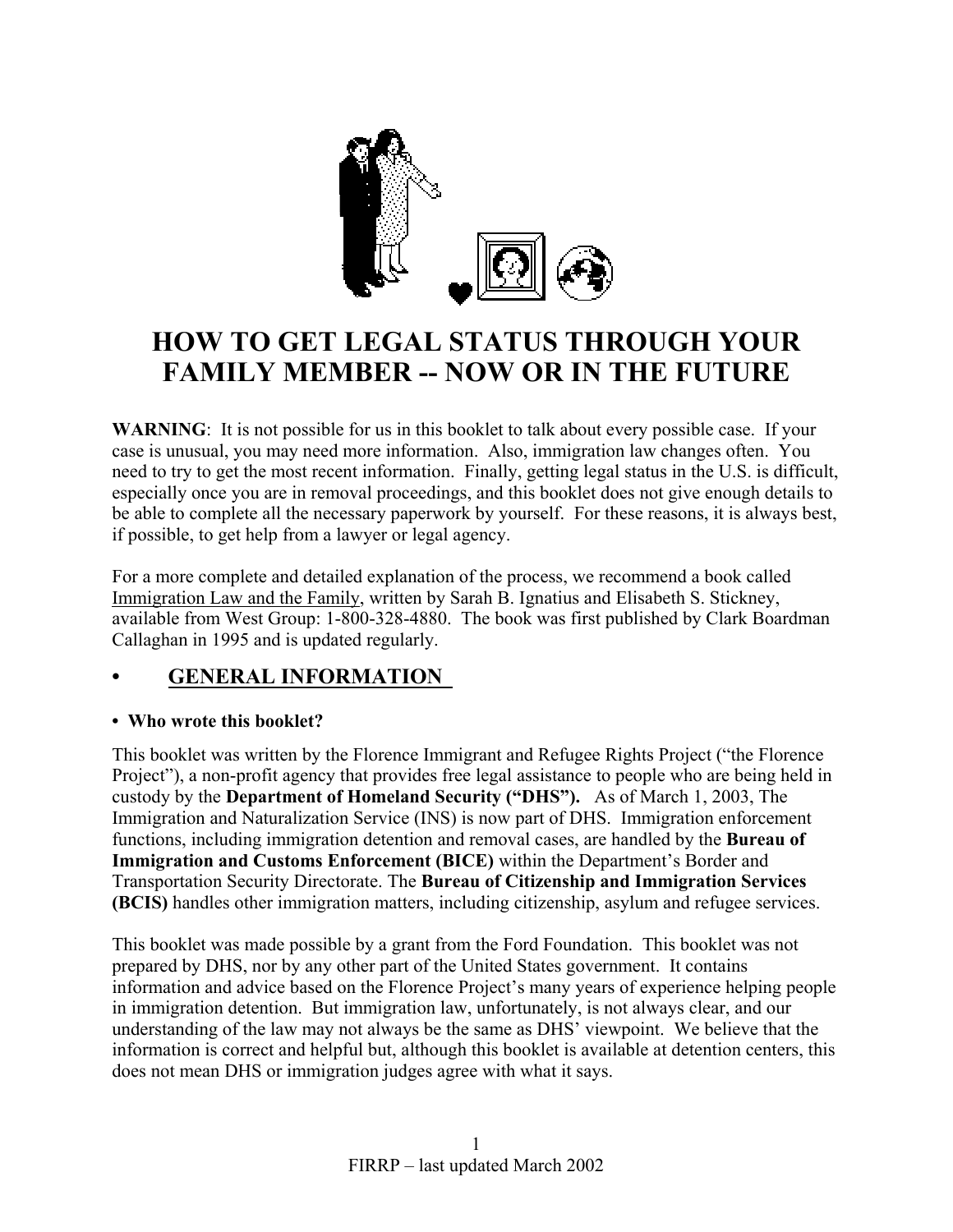# HOW TO GET LEGAL STATUS THROUGH YOUR FAMILY MEMBER -- NOW OR IN THE FUTURE

**WARNING**: It is not possible for us in this booklet to talk about every possible case. If your case is unusual, you may need more information. Also, immigration law changes often. You need to try to get the most recent information. Finally, getting legal status in the U.S. is difficult, especially once you are in removal proceedings, and this booklet does not give enough details to be able to complete all the necessary paperwork by yourself. For these reasons, it is always best, if possible, to get help from a lawyer or legal agency.

For a more complete and detailed explanation of the process, we recommend a book called Immigration Law and the Family, written by Sarah B. Ignatius and Elisabeth S. Stickney, available from West Group: 1-800-328-4880. The book was first published by Clark Boardman Callaghan in 1995 and is updated regularly.

## • GENERAL INFORMATION

### • Who wrote this booklet?

This booklet was written by the Florence Immigrant and Refugee Rights Project ("the Florence Project"), a non-profit agency that provides free legal assistance to people who are being held in custody by the **Department of Homeland Security ("DHS").** As of March 1, 2003, The Immigration and Naturalization Service (INS) is now part of DHS. Immigration enforcement functions, including immigration detention and removal cases, are handled by the **Bureau of Immigration and Customs Enforcement (BICE)** within the Department's Border and Transportation Security Directorate. The **Bureau of Citizenship and Immigration Services (BCIS)** handles other immigration matters, including citizenship, asylum and refugee services.

This booklet was made possible by a grant from the Ford Foundation. This booklet was not prepared by DHS, nor by any other part of the United States government. It contains information and advice based on the Florence Project's many years of experience helping people in immigration detention. But immigration law, unfortunately, is not always clear, and our understanding of the law may not always be the same as DHS' viewpoint. We believe that the information is correct and helpful but, although this booklet is available at detention centers, this does not mean DHS or immigration judges agree with what it says.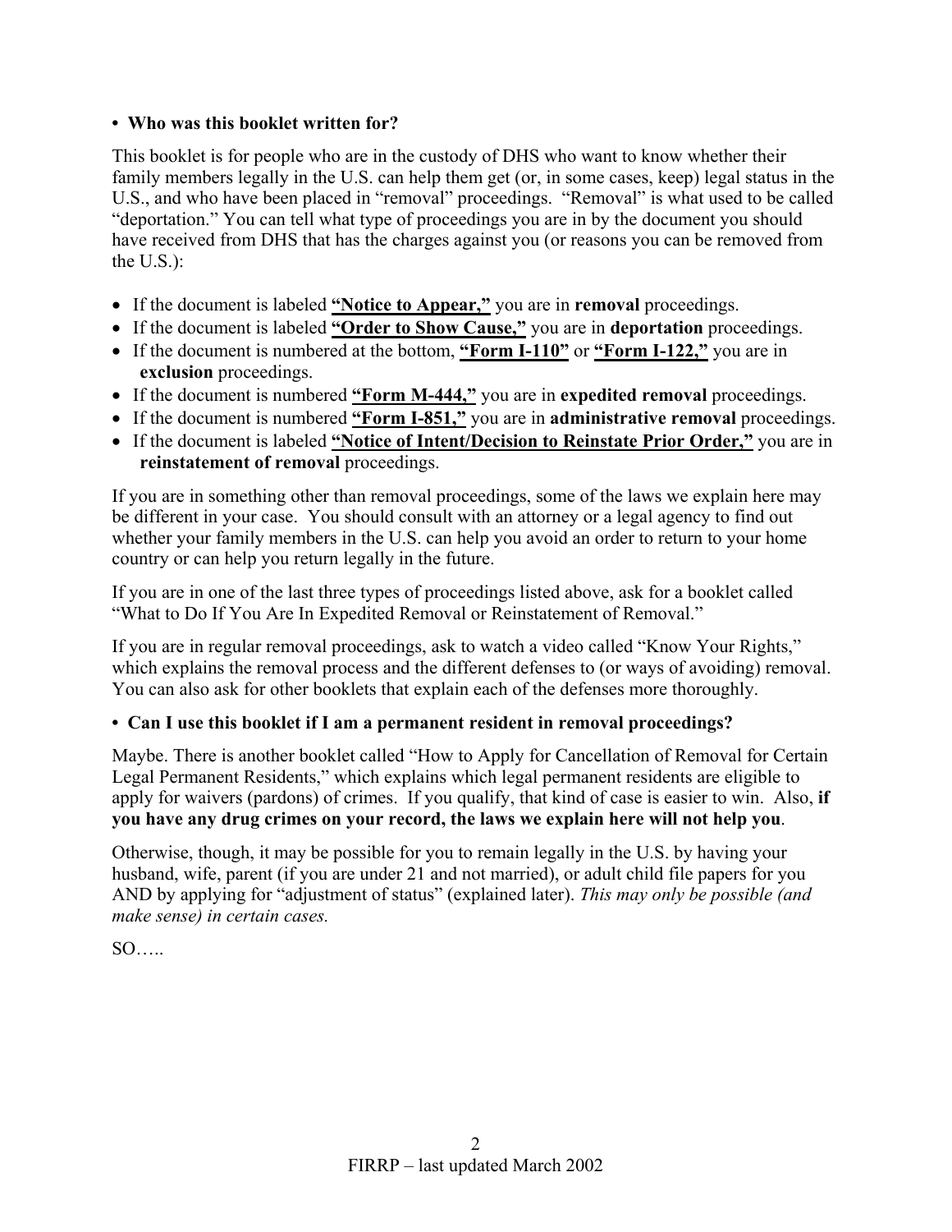**• Who was this booklet written for?**

This booklet is for people who are in the custody of DHS who want to know whether their family members legally in the U.S. can help them get (or, in some cases, keep) legal status in the U.S., and who have been placed in "removal" proceedings. "Removal" is what used to be called "deportation." You can tell what type of proceedings you are in by the document you should have received from DHS that has the charges against you (or reasons you can be removed from the U.S.):

- If the document is labeled **<u>"Notice to Appear,"</u>** you are in **removal** proceedings.
- If the document is labeled **<u>"Order to Show Cause,"</u>** you are in **deportation** proceedings.
- If the document is numbered at the bottom, **<u>"Form I-110"</u>** or **<u>"Form I-122,"</u>** you are in **exclusion** proceedings.
- If the document is numbered **<u>"Form M-444,"</u>** you are in **expedited removal** proceedings.
- If the document is numbered **<u>"Form I-851,"</u>** you are in **administrative removal** proceedings.
- If the document is labeled **<u>"Notice of Intent/Decision to Reinstate Prior Order,"</u>** you are in **reinstatement of removal** proceedings.

If you are in something other than removal proceedings, some of the laws we explain here may be different in your case. You should consult with an attorney or a legal agency to find out whether your family members in the U.S. can help you avoid an order to return to your home country or can help you return legally in the future.

If you are in one of the last three types of proceedings listed above, ask for a booklet called "What to Do If You Are In Expedited Removal or Reinstatement of Removal."

If you are in regular removal proceedings, ask to watch a video called "Know Your Rights," which explains the removal process and the different defenses to (or ways of avoiding) removal. You can also ask for other booklets that explain each of the defenses more thoroughly.

**• Can I use this booklet if I am a permanent resident in removal proceedings?**

Maybe. There is another booklet called "How to Apply for Cancellation of Removal for Certain Legal Permanent Residents," which explains which legal permanent residents are eligible to apply for waivers (pardons) of crimes. If you qualify, that kind of case is easier to win. Also, **if you have any drug crimes on your record, the laws we explain here will not help you**.

Otherwise, though, it may be possible for you to remain legally in the U.S. by having your husband, wife, parent (if you are under 21 and not married), or adult child file papers for you AND by applying for "adjustment of status" (explained later). *This may only be possible (and make sense) in certain cases.*

SO…..

FIRRP – last updated March 2002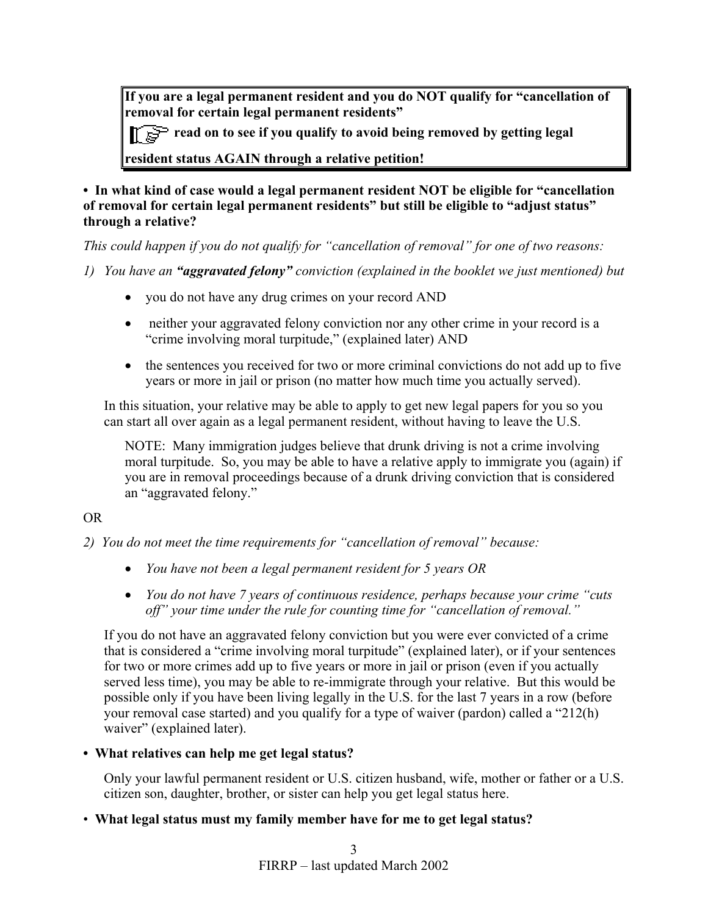> **If you are a legal permanent resident and you do NOT qualify for "cancellation of removal for certain legal permanent residents"**
>
> ☞ **read on to see if you qualify to avoid being removed by getting legal resident status AGAIN through a relative petition!**

**• In what kind of case would a legal permanent resident NOT be eligible for "cancellation of removal for certain legal permanent residents" but still be eligible to "adjust status" through a relative?**

*This could happen if you do not qualify for "cancellation of removal" for one of two reasons:*

1) *You have an **"aggravated felony"** conviction (explained in the booklet we just mentioned) but*

   - you do not have any drug crimes on your record AND
   - neither your aggravated felony conviction nor any other crime in your record is a "crime involving moral turpitude," (explained later) AND
   - the sentences you received for two or more criminal convictions do not add up to five years or more in jail or prison (no matter how much time you actually served).

   In this situation, your relative may be able to apply to get new legal papers for you so you can start all over again as a legal permanent resident, without having to leave the U.S.

   NOTE: Many immigration judges believe that drunk driving is not a crime involving moral turpitude. So, you may be able to have a relative apply to immigrate you (again) if you are in removal proceedings because of a drunk driving conviction that is considered an "aggravated felony."

OR

2) *You do not meet the time requirements for "cancellation of removal" because:*

   - *You have not been a legal permanent resident for 5 years OR*
   - *You do not have 7 years of continuous residence, perhaps because your crime "cuts off" your time under the rule for counting time for "cancellation of removal."*

   If you do not have an aggravated felony conviction but you were ever convicted of a crime that is considered a "crime involving moral turpitude" (explained later), or if your sentences for two or more crimes add up to five years or more in jail or prison (even if you actually served less time), you may be able to re-immigrate through your relative. But this would be possible only if you have been living legally in the U.S. for the last 7 years in a row (before your removal case started) and you qualify for a type of waiver (pardon) called a "212(h) waiver" (explained later).

**• What relatives can help me get legal status?**

Only your lawful permanent resident or U.S. citizen husband, wife, mother or father or a U.S. citizen son, daughter, brother, or sister can help you get legal status here.

**• What legal status must my family member have for me to get legal status?**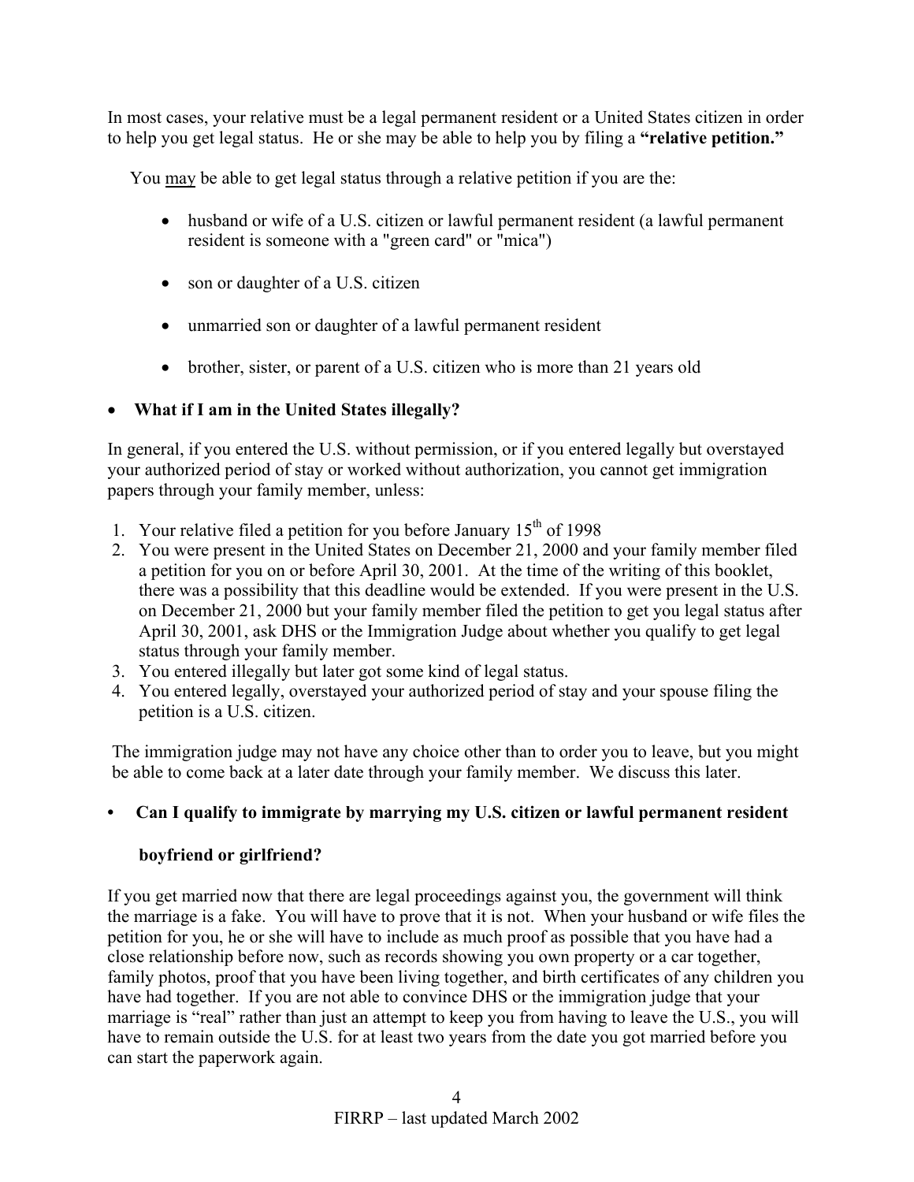In most cases, your relative must be a legal permanent resident or a United States citizen in order to help you get legal status. He or she may be able to help you by filing a **"relative petition."**

You <u>may</u> be able to get legal status through a relative petition if you are the:

- husband or wife of a U.S. citizen or lawful permanent resident (a lawful permanent resident is someone with a "green card" or "mica")
- son or daughter of a U.S. citizen
- unmarried son or daughter of a lawful permanent resident
- brother, sister, or parent of a U.S. citizen who is more than 21 years old

- **What if I am in the United States illegally?**

In general, if you entered the U.S. without permission, or if you entered legally but overstayed your authorized period of stay or worked without authorization, you cannot get immigration papers through your family member, unless:

1. Your relative filed a petition for you before January 15th of 1998
2. You were present in the United States on December 21, 2000 and your family member filed a petition for you on or before April 30, 2001. At the time of the writing of this booklet, there was a possibility that this deadline would be extended. If you were present in the U.S. on December 21, 2000 but your family member filed the petition to get you legal status after April 30, 2001, ask DHS or the Immigration Judge about whether you qualify to get legal status through your family member.
3. You entered illegally but later got some kind of legal status.
4. You entered legally, overstayed your authorized period of stay and your spouse filing the petition is a U.S. citizen.

The immigration judge may not have any choice other than to order you to leave, but you might be able to come back at a later date through your family member. We discuss this later.

- **Can I qualify to immigrate by marrying my U.S. citizen or lawful permanent resident boyfriend or girlfriend?**

If you get married now that there are legal proceedings against you, the government will think the marriage is a fake. You will have to prove that it is not. When your husband or wife files the petition for you, he or she will have to include as much proof as possible that you have had a close relationship before now, such as records showing you own property or a car together, family photos, proof that you have been living together, and birth certificates of any children you have had together. If you are not able to convince DHS or the immigration judge that your marriage is "real" rather than just an attempt to keep you from having to leave the U.S., you will have to remain outside the U.S. for at least two years from the date you got married before you can start the paperwork again.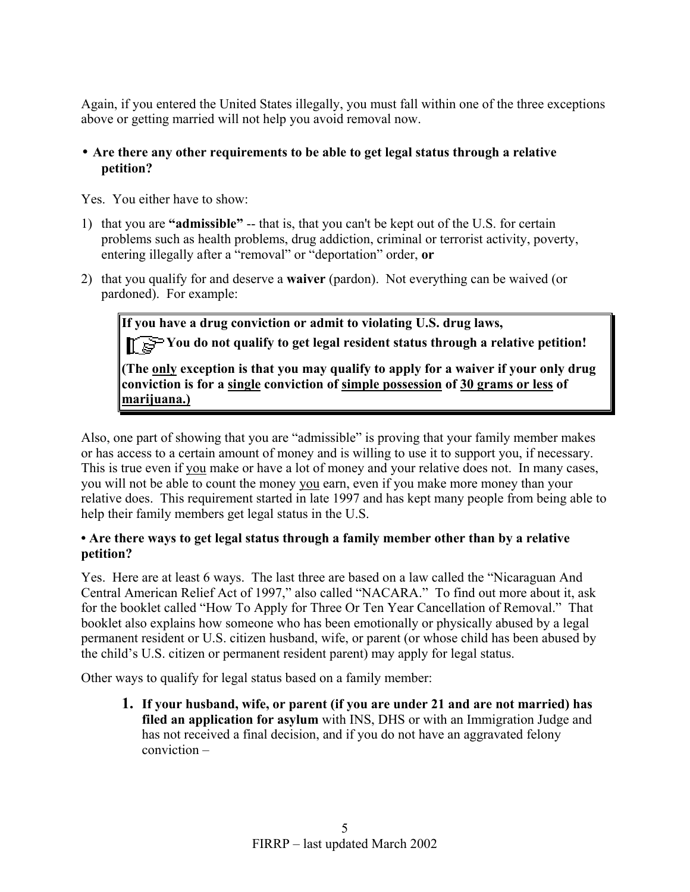Again, if you entered the United States illegally, you must fall within one of the three exceptions above or getting married will not help you avoid removal now.

- **Are there any other requirements to be able to get legal status through a relative petition?**

Yes. You either have to show:

1) that you are **"admissible"** -- that is, that you can't be kept out of the U.S. for certain problems such as health problems, drug addiction, criminal or terrorist activity, poverty, entering illegally after a "removal" or "deportation" order, **or**
2) that you qualify for and deserve a **waiver** (pardon). Not everything can be waived (or pardoned). For example:

> **If you have a drug conviction or admit to violating U.S. drug laws,**
>
> ☞ **You do not qualify to get legal resident status through a relative petition!**
>
> **(The <u>only</u> exception is that you may qualify to apply for a waiver if your only drug conviction is for a <u>single</u> conviction of <u>simple possession</u> of <u>30 grams or less</u> of <u>marijuana</u>.)**

Also, one part of showing that you are "admissible" is proving that your family member makes or has access to a certain amount of money and is willing to use it to support you, if necessary. This is true even if <u>you</u> make or have a lot of money and your relative does not. In many cases, you will not be able to count the money <u>you</u> earn, even if you make more money than your relative does. This requirement started in late 1997 and has kept many people from being able to help their family members get legal status in the U.S.

**• Are there ways to get legal status through a family member other than by a relative petition?**

Yes. Here are at least 6 ways. The last three are based on a law called the "Nicaraguan And Central American Relief Act of 1997," also called "NACARA." To find out more about it, ask for the booklet called "How To Apply for Three Or Ten Year Cancellation of Removal." That booklet also explains how someone who has been emotionally or physically abused by a legal permanent resident or U.S. citizen husband, wife, or parent (or whose child has been abused by the child's U.S. citizen or permanent resident parent) may apply for legal status.

Other ways to qualify for legal status based on a family member:

1. **If your husband, wife, or parent (if you are under 21 and are not married) has filed an application for asylum** with INS, DHS or with an Immigration Judge and has not received a final decision, and if you do not have an aggravated felony conviction –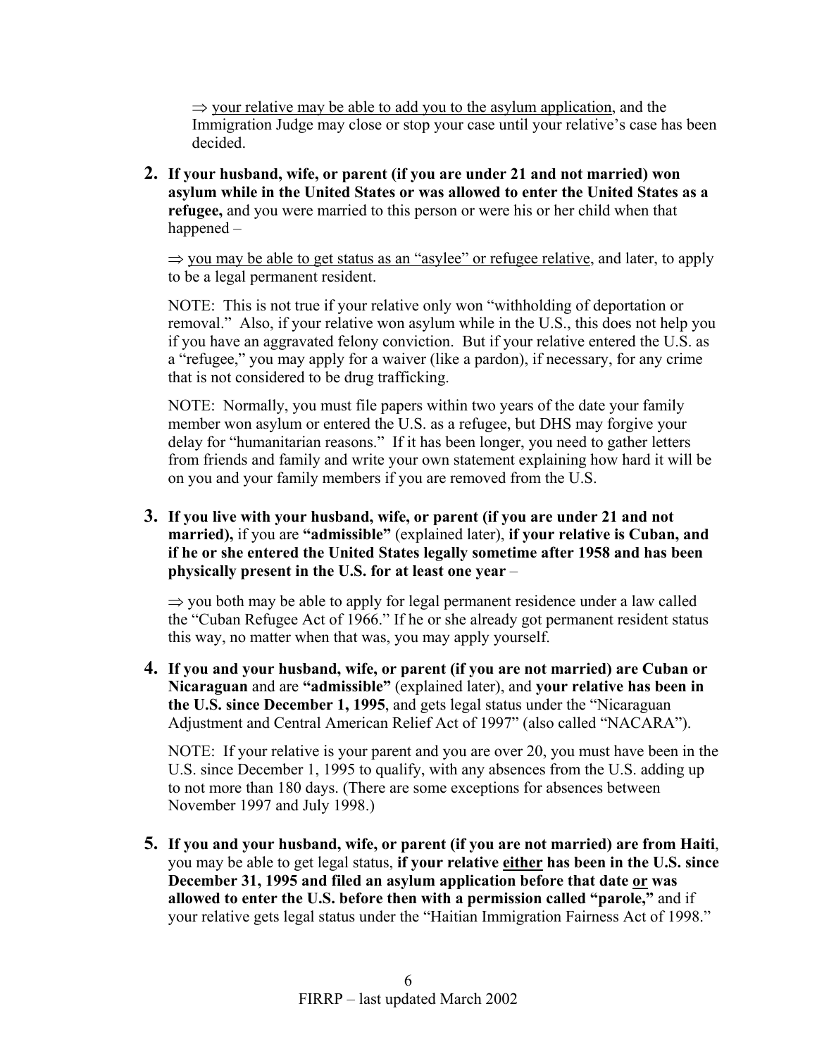⇒ <u>your relative may be able to add you to the asylum application</u>, and the Immigration Judge may close or stop your case until your relative's case has been decided.

2. **If your husband, wife, or parent (if you are under 21 and not married) won asylum while in the United States or was allowed to enter the United States as a refugee,** and you were married to this person or were his or her child when that happened –

   ⇒ <u>you may be able to get status as an "asylee" or refugee relative</u>, and later, to apply to be a legal permanent resident.

   NOTE: This is not true if your relative only won "withholding of deportation or removal." Also, if your relative won asylum while in the U.S., this does not help you if you have an aggravated felony conviction. But if your relative entered the U.S. as a "refugee," you may apply for a waiver (like a pardon), if necessary, for any crime that is not considered to be drug trafficking.

   NOTE: Normally, you must file papers within two years of the date your family member won asylum or entered the U.S. as a refugee, but DHS may forgive your delay for "humanitarian reasons." If it has been longer, you need to gather letters from friends and family and write your own statement explaining how hard it will be on you and your family members if you are removed from the U.S.

3. **If you live with your husband, wife, or parent (if you are under 21 and not married),** if you are **"admissible"** (explained later), **if your relative is Cuban, and if he or she entered the United States legally sometime after 1958 and has been physically present in the U.S. for at least one year** –

   ⇒ you both may be able to apply for legal permanent residence under a law called the "Cuban Refugee Act of 1966." If he or she already got permanent resident status this way, no matter when that was, you may apply yourself.

4. **If you and your husband, wife, or parent (if you are not married) are Cuban or Nicaraguan** and are **"admissible"** (explained later), and **your relative has been in the U.S. since December 1, 1995**, and gets legal status under the "Nicaraguan Adjustment and Central American Relief Act of 1997" (also called "NACARA").

   NOTE: If your relative is your parent and you are over 20, you must have been in the U.S. since December 1, 1995 to qualify, with any absences from the U.S. adding up to not more than 180 days. (There are some exceptions for absences between November 1997 and July 1998.)

5. **If you and your husband, wife, or parent (if you are not married) are from Haiti**, you may be able to get legal status, **if your relative <u>either</u> has been in the U.S. since December 31, 1995 and filed an asylum application before that date <u>or</u> was allowed to enter the U.S. before then with a permission called "parole,"** and if your relative gets legal status under the "Haitian Immigration Fairness Act of 1998."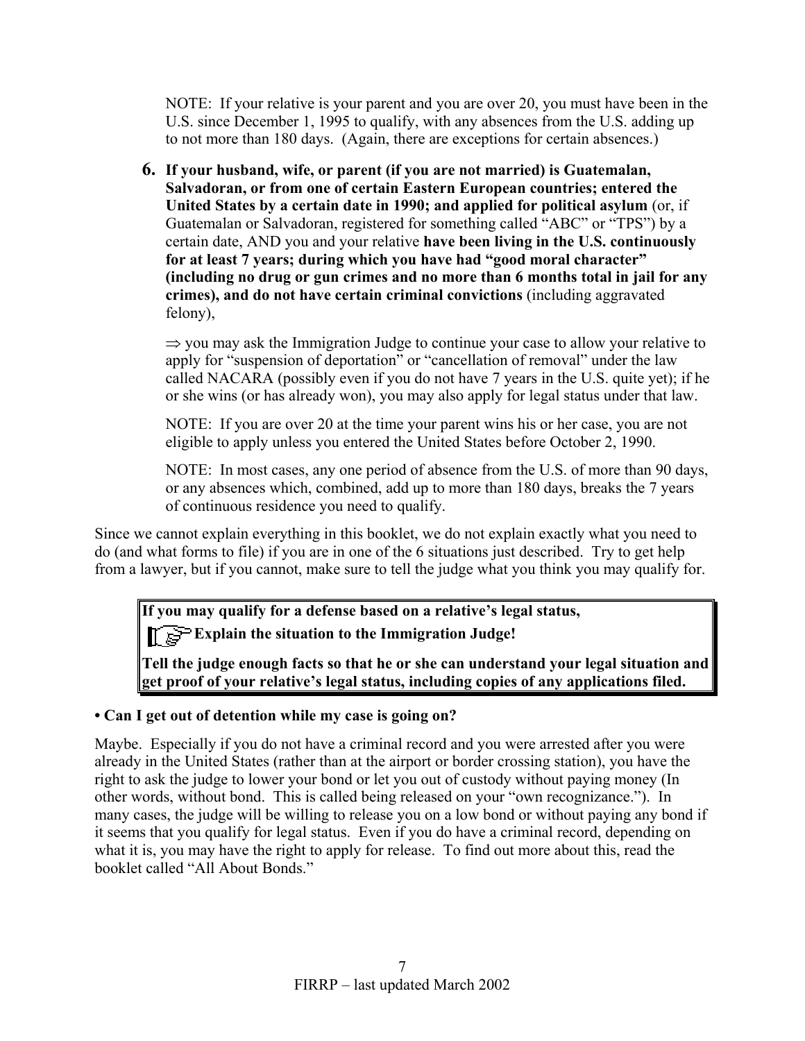NOTE: If your relative is your parent and you are over 20, you must have been in the U.S. since December 1, 1995 to qualify, with any absences from the U.S. adding up to not more than 180 days. (Again, there are exceptions for certain absences.)

**6. If your husband, wife, or parent (if you are not married) is Guatemalan, Salvadoran, or from one of certain Eastern European countries; entered the United States by a certain date in 1990; and applied for political asylum** (or, if Guatemalan or Salvadoran, registered for something called "ABC" or "TPS") by a certain date, AND you and your relative **have been living in the U.S. continuously for at least 7 years; during which you have had "good moral character" (including no drug or gun crimes and no more than 6 months total in jail for any crimes), and do not have certain criminal convictions** (including aggravated felony),

⇒ you may ask the Immigration Judge to continue your case to allow your relative to apply for "suspension of deportation" or "cancellation of removal" under the law called NACARA (possibly even if you do not have 7 years in the U.S. quite yet); if he or she wins (or has already won), you may also apply for legal status under that law.

NOTE: If you are over 20 at the time your parent wins his or her case, you are not eligible to apply unless you entered the United States before October 2, 1990.

NOTE: In most cases, any one period of absence from the U.S. of more than 90 days, or any absences which, combined, add up to more than 180 days, breaks the 7 years of continuous residence you need to qualify.

Since we cannot explain everything in this booklet, we do not explain exactly what you need to do (and what forms to file) if you are in one of the 6 situations just described. Try to get help from a lawyer, but if you cannot, make sure to tell the judge what you think you may qualify for.

> **If you may qualify for a defense based on a relative's legal status,**
>
> ☞ **Explain the situation to the Immigration Judge!**
>
> **Tell the judge enough facts so that he or she can understand your legal situation and get proof of your relative's legal status, including copies of any applications filed.**

**• Can I get out of detention while my case is going on?**

Maybe. Especially if you do not have a criminal record and you were arrested after you were already in the United States (rather than at the airport or border crossing station), you have the right to ask the judge to lower your bond or let you out of custody without paying money (In other words, without bond. This is called being released on your "own recognizance."). In many cases, the judge will be willing to release you on a low bond or without paying any bond if it seems that you qualify for legal status. Even if you do have a criminal record, depending on what it is, you may have the right to apply for release. To find out more about this, read the booklet called "All About Bonds."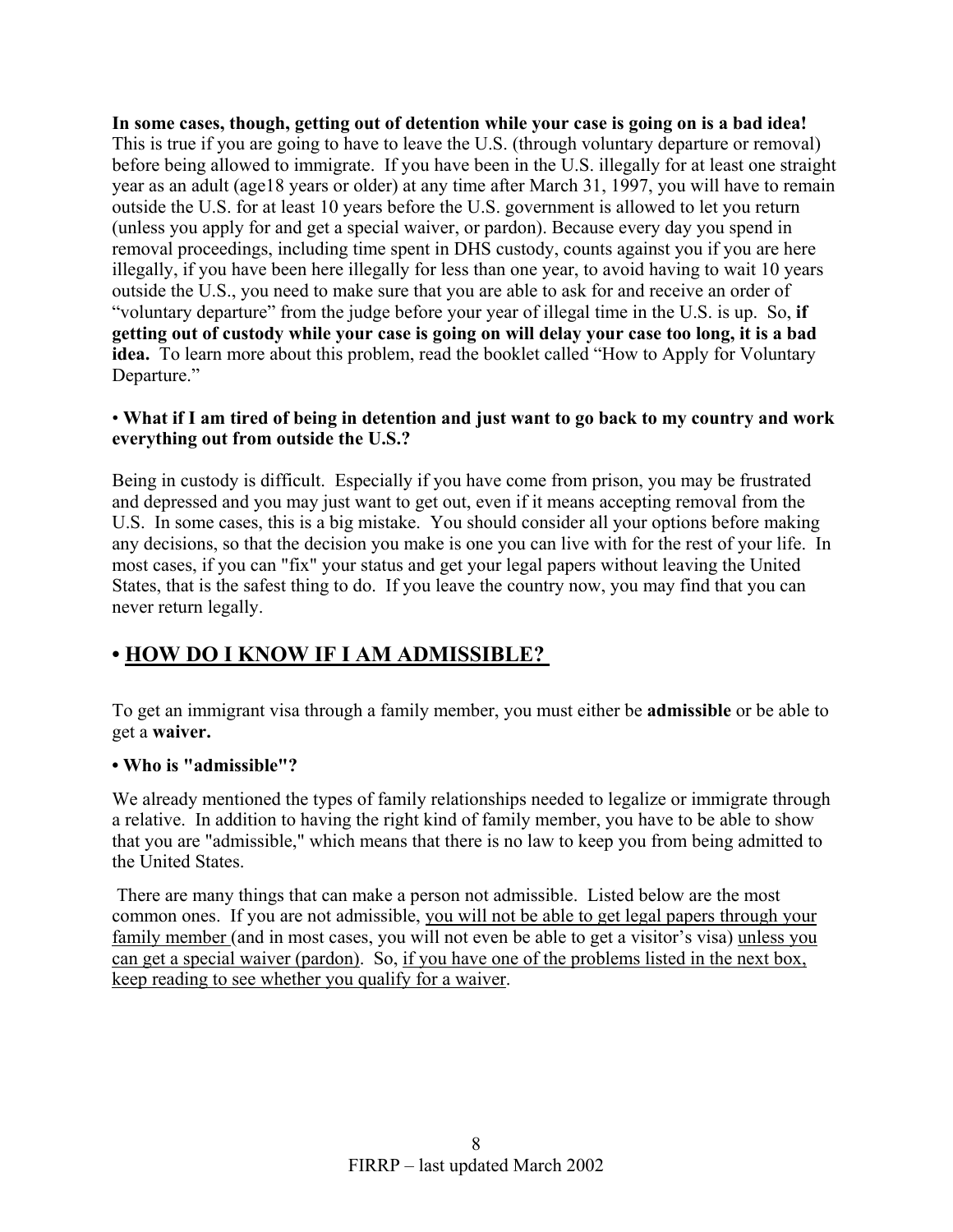**In some cases, though, getting out of detention while your case is going on is a bad idea!** This is true if you are going to have to leave the U.S. (through voluntary departure or removal) before being allowed to immigrate. If you have been in the U.S. illegally for at least one straight year as an adult (age18 years or older) at any time after March 31, 1997, you will have to remain outside the U.S. for at least 10 years before the U.S. government is allowed to let you return (unless you apply for and get a special waiver, or pardon). Because every day you spend in removal proceedings, including time spent in DHS custody, counts against you if you are here illegally, if you have been here illegally for less than one year, to avoid having to wait 10 years outside the U.S., you need to make sure that you are able to ask for and receive an order of "voluntary departure" from the judge before your year of illegal time in the U.S. is up. So, **if getting out of custody while your case is going on will delay your case too long, it is a bad idea.** To learn more about this problem, read the booklet called "How to Apply for Voluntary Departure."

• **What if I am tired of being in detention and just want to go back to my country and work everything out from outside the U.S.?**

Being in custody is difficult. Especially if you have come from prison, you may be frustrated and depressed and you may just want to get out, even if it means accepting removal from the U.S. In some cases, this is a big mistake. You should consider all your options before making any decisions, so that the decision you make is one you can live with for the rest of your life. In most cases, if you can "fix" your status and get your legal papers without leaving the United States, that is the safest thing to do. If you leave the country now, you may find that you can never return legally.

## • HOW DO I KNOW IF I AM ADMISSIBLE?

To get an immigrant visa through a family member, you must either be **admissible** or be able to get a **waiver.**

**• Who is "admissible"?**

We already mentioned the types of family relationships needed to legalize or immigrate through a relative. In addition to having the right kind of family member, you have to be able to show that you are "admissible," which means that there is no law to keep you from being admitted to the United States.

There are many things that can make a person not admissible. Listed below are the most common ones. If you are not admissible, you will not be able to get legal papers through your family member (and in most cases, you will not even be able to get a visitor's visa) unless you can get a special waiver (pardon). So, if you have one of the problems listed in the next box, keep reading to see whether you qualify for a waiver.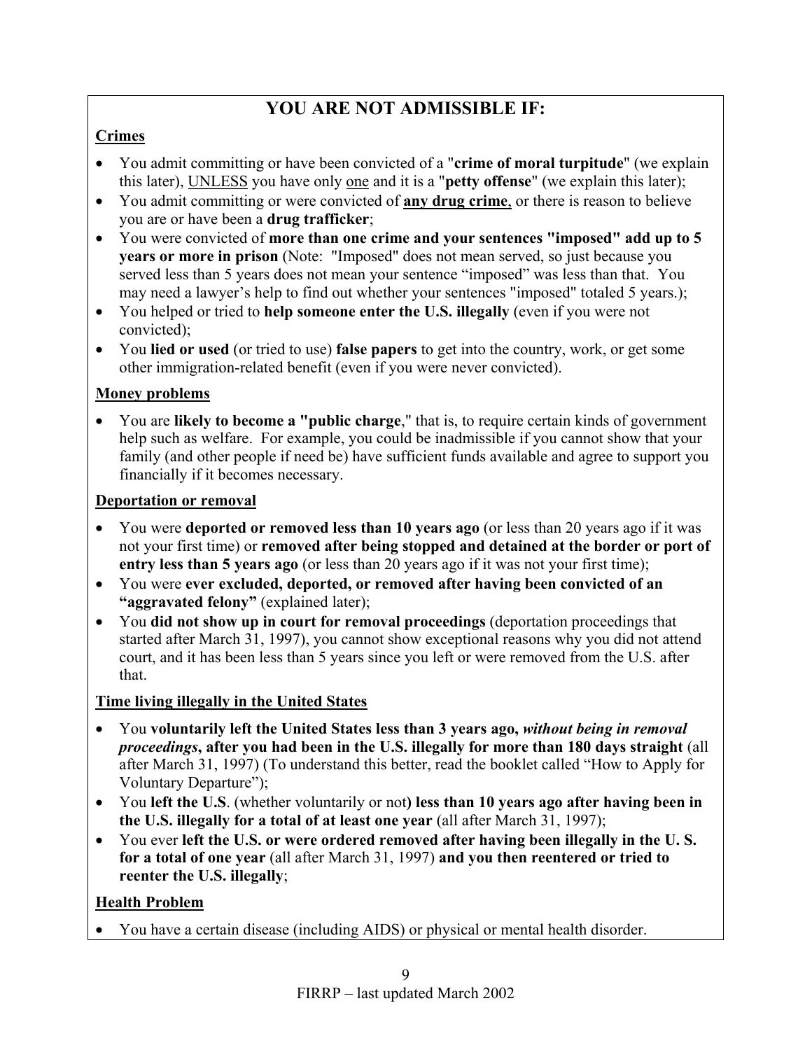## YOU ARE NOT ADMISSIBLE IF:

**Crimes**

- You admit committing or have been convicted of a "**crime of moral turpitude**" (we explain this later), UNLESS you have only one and it is a "**petty offense**" (we explain this later);
- You admit committing or were convicted of **any drug crime**, or there is reason to believe you are or have been a **drug trafficker**;
- You were convicted of **more than one crime and your sentences "imposed" add up to 5 years or more in prison** (Note: "Imposed" does not mean served, so just because you served less than 5 years does not mean your sentence "imposed" was less than that. You may need a lawyer's help to find out whether your sentences "imposed" totaled 5 years.);
- You helped or tried to **help someone enter the U.S. illegally** (even if you were not convicted);
- You **lied or used** (or tried to use) **false papers** to get into the country, work, or get some other immigration-related benefit (even if you were never convicted).

**Money problems**

- You are **likely to become a "public charge**," that is, to require certain kinds of government help such as welfare. For example, you could be inadmissible if you cannot show that your family (and other people if need be) have sufficient funds available and agree to support you financially if it becomes necessary.

**Deportation or removal**

- You were **deported or removed less than 10 years ago** (or less than 20 years ago if it was not your first time) or **removed after being stopped and detained at the border or port of entry less than 5 years ago** (or less than 20 years ago if it was not your first time);
- You were **ever excluded, deported, or removed after having been convicted of an "aggravated felony"** (explained later);
- You **did not show up in court for removal proceedings** (deportation proceedings that started after March 31, 1997), you cannot show exceptional reasons why you did not attend court, and it has been less than 5 years since you left or were removed from the U.S. after that.

**Time living illegally in the United States**

- You **voluntarily left the United States less than 3 years ago,** ***without being in removal proceedings*****, after you had been in the U.S. illegally for more than 180 days straight** (all after March 31, 1997) (To understand this better, read the booklet called "How to Apply for Voluntary Departure");
- You **left the U.S**. (whether voluntarily or not**) less than 10 years ago after having been in the U.S. illegally for a total of at least one year** (all after March 31, 1997);
- You ever **left the U.S. or were ordered removed after having been illegally in the U. S. for a total of one year** (all after March 31, 1997) **and you then reentered or tried to reenter the U.S. illegally**;

**Health Problem**

- You have a certain disease (including AIDS) or physical or mental health disorder.

FIRRP – last updated March 2002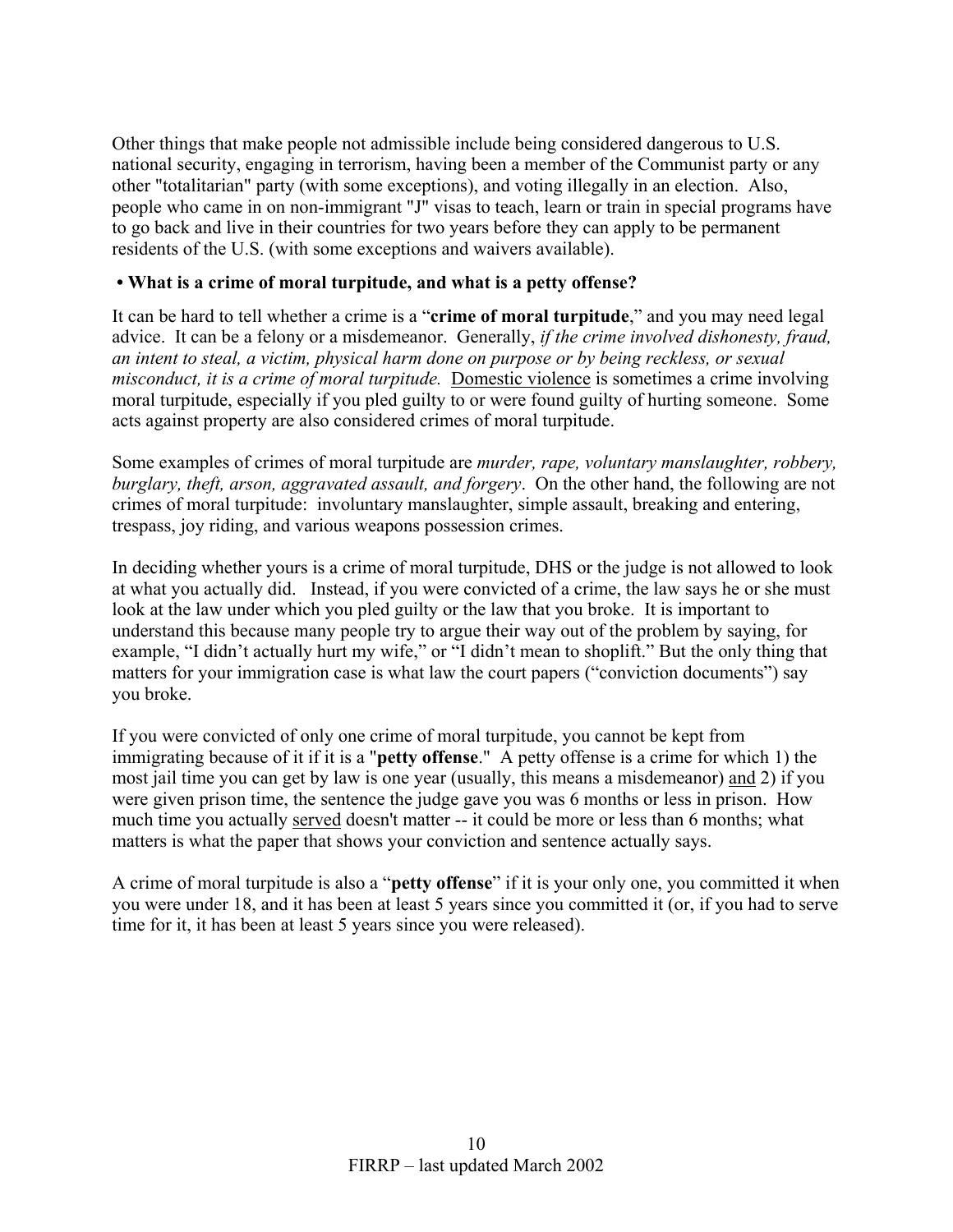Other things that make people not admissible include being considered dangerous to U.S. national security, engaging in terrorism, having been a member of the Communist party or any other "totalitarian" party (with some exceptions), and voting illegally in an election. Also, people who came in on non-immigrant "J" visas to teach, learn or train in special programs have to go back and live in their countries for two years before they can apply to be permanent residents of the U.S. (with some exceptions and waivers available).

**• What is a crime of moral turpitude, and what is a petty offense?**

It can be hard to tell whether a crime is a "**crime of moral turpitude**," and you may need legal advice. It can be a felony or a misdemeanor. Generally, *if the crime involved dishonesty, fraud, an intent to steal, a victim, physical harm done on purpose or by being reckless, or sexual misconduct, it is a crime of moral turpitude.* Domestic violence is sometimes a crime involving moral turpitude, especially if you pled guilty to or were found guilty of hurting someone. Some acts against property are also considered crimes of moral turpitude.

Some examples of crimes of moral turpitude are *murder, rape, voluntary manslaughter, robbery, burglary, theft, arson, aggravated assault, and forgery*. On the other hand, the following are not crimes of moral turpitude: involuntary manslaughter, simple assault, breaking and entering, trespass, joy riding, and various weapons possession crimes.

In deciding whether yours is a crime of moral turpitude, DHS or the judge is not allowed to look at what you actually did. Instead, if you were convicted of a crime, the law says he or she must look at the law under which you pled guilty or the law that you broke. It is important to understand this because many people try to argue their way out of the problem by saying, for example, "I didn't actually hurt my wife," or "I didn't mean to shoplift." But the only thing that matters for your immigration case is what law the court papers ("conviction documents") say you broke.

If you were convicted of only one crime of moral turpitude, you cannot be kept from immigrating because of it if it is a "**petty offense**." A petty offense is a crime for which 1) the most jail time you can get by law is one year (usually, this means a misdemeanor) and 2) if you were given prison time, the sentence the judge gave you was 6 months or less in prison. How much time you actually served doesn't matter -- it could be more or less than 6 months; what matters is what the paper that shows your conviction and sentence actually says.

A crime of moral turpitude is also a "**petty offense**" if it is your only one, you committed it when you were under 18, and it has been at least 5 years since you committed it (or, if you had to serve time for it, it has been at least 5 years since you were released).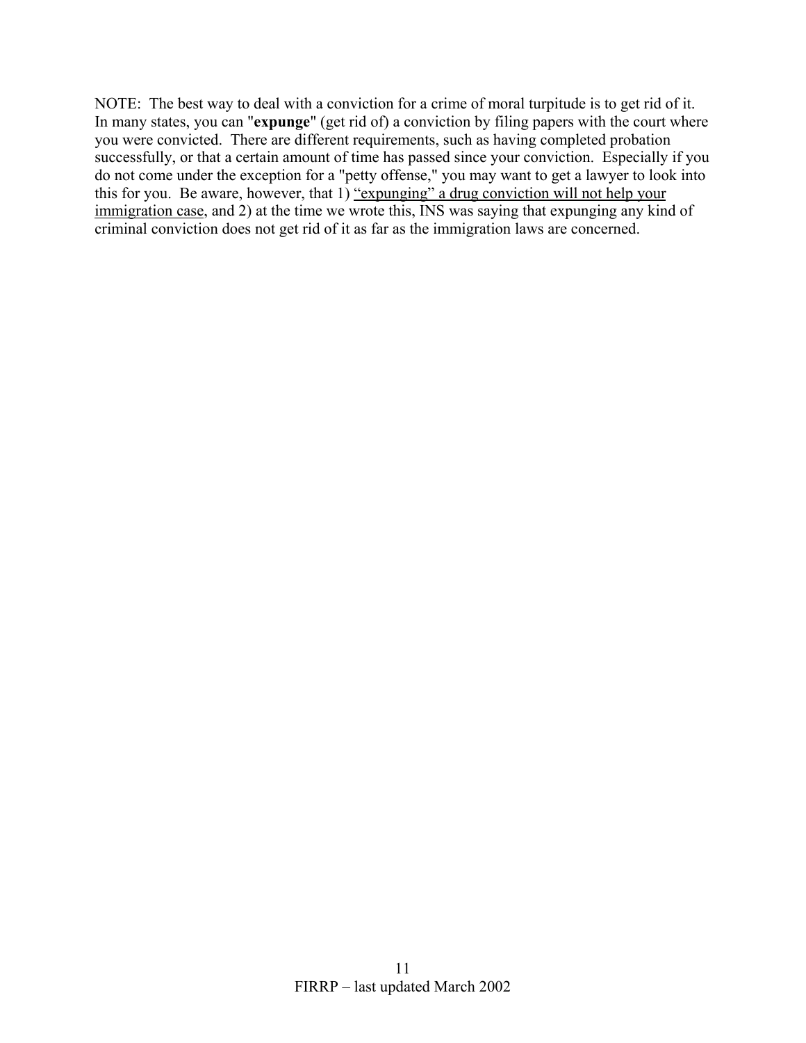NOTE: The best way to deal with a conviction for a crime of moral turpitude is to get rid of it. In many states, you can "**expunge**" (get rid of) a conviction by filing papers with the court where you were convicted. There are different requirements, such as having completed probation successfully, or that a certain amount of time has passed since your conviction. Especially if you do not come under the exception for a "petty offense," you may want to get a lawyer to look into this for you. Be aware, however, that 1) <u>"expunging" a drug conviction will not help your immigration case</u>, and 2) at the time we wrote this, INS was saying that expunging any kind of criminal conviction does not get rid of it as far as the immigration laws are concerned.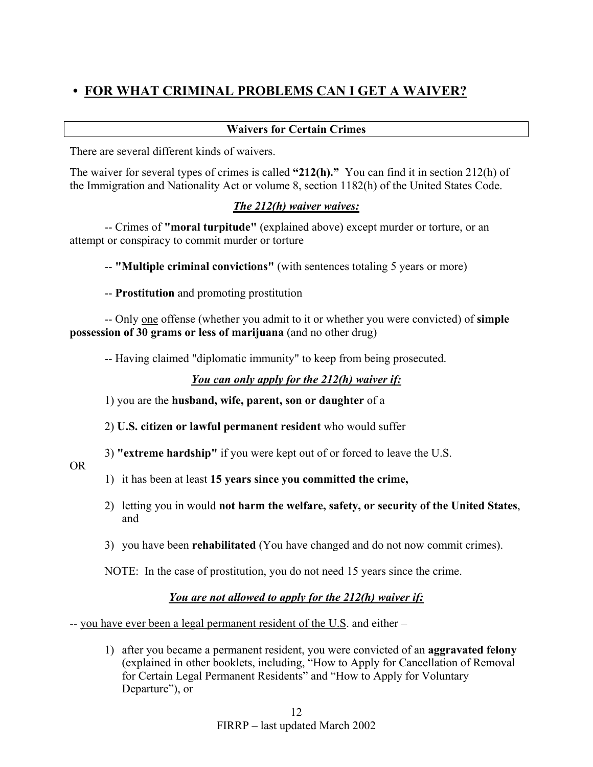## • FOR WHAT CRIMINAL PROBLEMS CAN I GET A WAIVER?

| Waivers for Certain Crimes |
| --- |

There are several different kinds of waivers.

The waiver for several types of crimes is called **"212(h)."** You can find it in section 212(h) of the Immigration and Nationality Act or volume 8, section 1182(h) of the United States Code.

***<u>The 212(h) waiver waives:</u>***

-- Crimes of **"moral turpitude"** (explained above) except murder or torture, or an attempt or conspiracy to commit murder or torture

-- **"Multiple criminal convictions"** (with sentences totaling 5 years or more)

-- **Prostitution** and promoting prostitution

-- Only <u>one</u> offense (whether you admit to it or whether you were convicted) of **simple possession of 30 grams or less of marijuana** (and no other drug)

-- Having claimed "diplomatic immunity" to keep from being prosecuted.

***<u>You can only apply for the 212(h) waiver if:</u>***

1) you are the **husband, wife, parent, son or daughter** of a

2) **U.S. citizen or lawful permanent resident** who would suffer

3) **"extreme hardship"** if you were kept out of or forced to leave the U.S.

OR

1) it has been at least **15 years since you committed the crime,**

2) letting you in would **not harm the welfare, safety, or security of the United States**, and

3) you have been **rehabilitated** (You have changed and do not now commit crimes).

NOTE: In the case of prostitution, you do not need 15 years since the crime.

***<u>You are not allowed to apply for the 212(h) waiver if:</u>***

-- <u>you have ever been a legal permanent resident of the U.S</u>. and either –

1) after you became a permanent resident, you were convicted of an **aggravated felony** (explained in other booklets, including, "How to Apply for Cancellation of Removal for Certain Legal Permanent Residents" and "How to Apply for Voluntary Departure"), or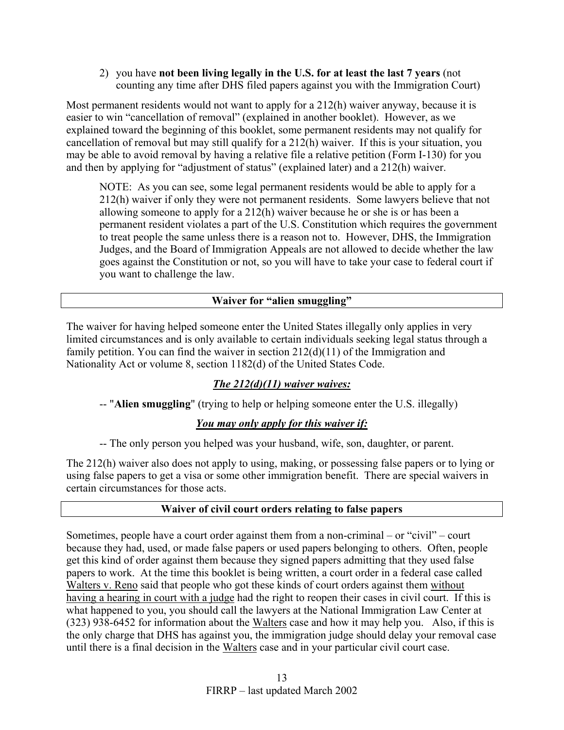2) you have **not been living legally in the U.S. for at least the last 7 years** (not counting any time after DHS filed papers against you with the Immigration Court)

Most permanent residents would not want to apply for a 212(h) waiver anyway, because it is easier to win "cancellation of removal" (explained in another booklet). However, as we explained toward the beginning of this booklet, some permanent residents may not qualify for cancellation of removal but may still qualify for a 212(h) waiver. If this is your situation, you may be able to avoid removal by having a relative file a relative petition (Form I-130) for you and then by applying for "adjustment of status" (explained later) and a 212(h) waiver.

> NOTE: As you can see, some legal permanent residents would be able to apply for a 212(h) waiver if only they were not permanent residents. Some lawyers believe that not allowing someone to apply for a 212(h) waiver because he or she is or has been a permanent resident violates a part of the U.S. Constitution which requires the government to treat people the same unless there is a reason not to. However, DHS, the Immigration Judges, and the Board of Immigration Appeals are not allowed to decide whether the law goes against the Constitution or not, so you will have to take your case to federal court if you want to challenge the law.

## Waiver for "alien smuggling"

The waiver for having helped someone enter the United States illegally only applies in very limited circumstances and is only available to certain individuals seeking legal status through a family petition. You can find the waiver in section 212(d)(11) of the Immigration and Nationality Act or volume 8, section 1182(d) of the United States Code.

***<u>The 212(d)(11) waiver waives:</u>***

-- "**Alien smuggling**" (trying to help or helping someone enter the U.S. illegally)

***<u>You may only apply for this waiver if:</u>***

-- The only person you helped was your husband, wife, son, daughter, or parent.

The 212(h) waiver also does not apply to using, making, or possessing false papers or to lying or using false papers to get a visa or some other immigration benefit. There are special waivers in certain circumstances for those acts.

## Waiver of civil court orders relating to false papers

Sometimes, people have a court order against them from a non-criminal – or "civil" – court because they had, used, or made false papers or used papers belonging to others. Often, people get this kind of order against them because they signed papers admitting that they used false papers to work. At the time this booklet is being written, a court order in a federal case called <u>Walters v. Reno</u> said that people who got these kinds of court orders against them <u>without having a hearing in court with a judge</u> had the right to reopen their cases in civil court. If this is what happened to you, you should call the lawyers at the National Immigration Law Center at (323) 938-6452 for information about the <u>Walters</u> case and how it may help you. Also, if this is the only charge that DHS has against you, the immigration judge should delay your removal case until there is a final decision in the <u>Walters</u> case and in your particular civil court case.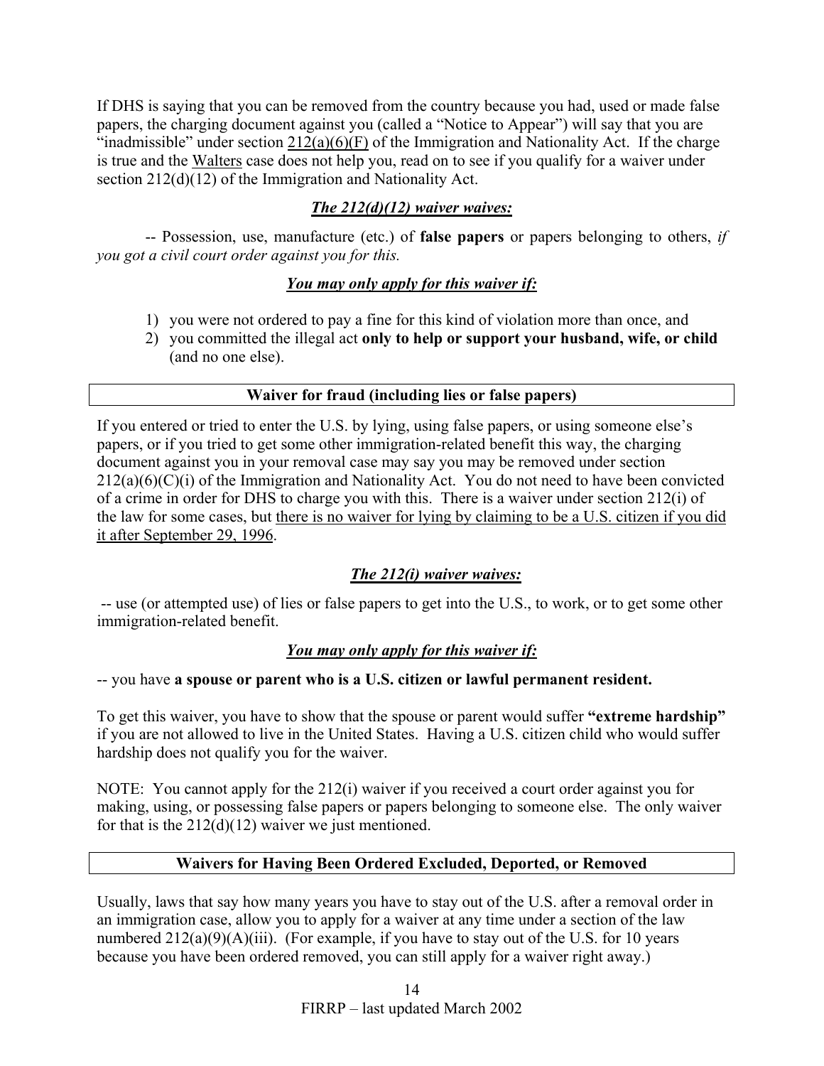If DHS is saying that you can be removed from the country because you had, used or made false papers, the charging document against you (called a "Notice to Appear") will say that you are "inadmissible" under section 212(a)(6)(F) of the Immigration and Nationality Act. If the charge is true and the Walters case does not help you, read on to see if you qualify for a waiver under section 212(d)(12) of the Immigration and Nationality Act.

***The 212(d)(12) waiver waives:***

-- Possession, use, manufacture (etc.) of **false papers** or papers belonging to others, *if you got a civil court order against you for this.*

***You may only apply for this waiver if:***

1) you were not ordered to pay a fine for this kind of violation more than once, and
2) you committed the illegal act **only to help or support your husband, wife, or child** (and no one else).

## Waiver for fraud (including lies or false papers)

If you entered or tried to enter the U.S. by lying, using false papers, or using someone else's papers, or if you tried to get some other immigration-related benefit this way, the charging document against you in your removal case may say you may be removed under section 212(a)(6)(C)(i) of the Immigration and Nationality Act. You do not need to have been convicted of a crime in order for DHS to charge you with this. There is a waiver under section 212(i) of the law for some cases, but there is no waiver for lying by claiming to be a U.S. citizen if you did it after September 29, 1996.

***The 212(i) waiver waives:***

-- use (or attempted use) of lies or false papers to get into the U.S., to work, or to get some other immigration-related benefit.

***You may only apply for this waiver if:***

-- you have **a spouse or parent who is a U.S. citizen or lawful permanent resident.**

To get this waiver, you have to show that the spouse or parent would suffer **"extreme hardship"** if you are not allowed to live in the United States. Having a U.S. citizen child who would suffer hardship does not qualify you for the waiver.

NOTE: You cannot apply for the 212(i) waiver if you received a court order against you for making, using, or possessing false papers or papers belonging to someone else. The only waiver for that is the 212(d)(12) waiver we just mentioned.

## Waivers for Having Been Ordered Excluded, Deported, or Removed

Usually, laws that say how many years you have to stay out of the U.S. after a removal order in an immigration case, allow you to apply for a waiver at any time under a section of the law numbered 212(a)(9)(A)(iii). (For example, if you have to stay out of the U.S. for 10 years because you have been ordered removed, you can still apply for a waiver right away.)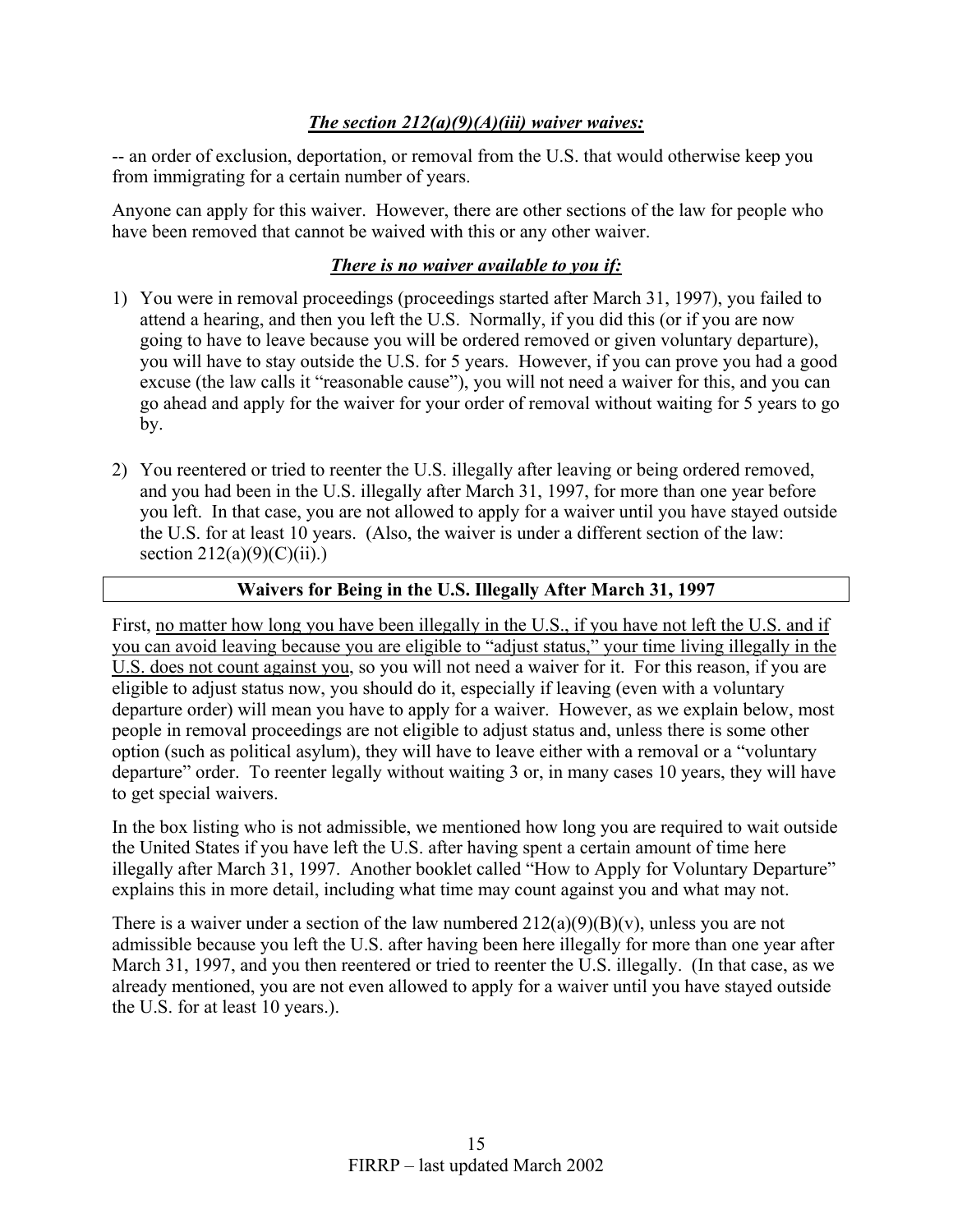***The section 212(a)(9)(A)(iii) waiver waives:***

-- an order of exclusion, deportation, or removal from the U.S. that would otherwise keep you from immigrating for a certain number of years.

Anyone can apply for this waiver. However, there are other sections of the law for people who have been removed that cannot be waived with this or any other waiver.

***There is no waiver available to you if:***

1) You were in removal proceedings (proceedings started after March 31, 1997), you failed to attend a hearing, and then you left the U.S. Normally, if you did this (or if you are now going to have to leave because you will be ordered removed or given voluntary departure), you will have to stay outside the U.S. for 5 years. However, if you can prove you had a good excuse (the law calls it "reasonable cause"), you will not need a waiver for this, and you can go ahead and apply for the waiver for your order of removal without waiting for 5 years to go by.

2) You reentered or tried to reenter the U.S. illegally after leaving or being ordered removed, and you had been in the U.S. illegally after March 31, 1997, for more than one year before you left. In that case, you are not allowed to apply for a waiver until you have stayed outside the U.S. for at least 10 years. (Also, the waiver is under a different section of the law: section 212(a)(9)(C)(ii).)

## Waivers for Being in the U.S. Illegally After March 31, 1997

First, <u>no matter how long you have been illegally in the U.S., if you have not left the U.S. and if you can avoid leaving because you are eligible to "adjust status," your time living illegally in the U.S. does not count against you</u>, so you will not need a waiver for it. For this reason, if you are eligible to adjust status now, you should do it, especially if leaving (even with a voluntary departure order) will mean you have to apply for a waiver. However, as we explain below, most people in removal proceedings are not eligible to adjust status and, unless there is some other option (such as political asylum), they will have to leave either with a removal or a "voluntary departure" order. To reenter legally without waiting 3 or, in many cases 10 years, they will have to get special waivers.

In the box listing who is not admissible, we mentioned how long you are required to wait outside the United States if you have left the U.S. after having spent a certain amount of time here illegally after March 31, 1997. Another booklet called "How to Apply for Voluntary Departure" explains this in more detail, including what time may count against you and what may not.

There is a waiver under a section of the law numbered 212(a)(9)(B)(v), unless you are not admissible because you left the U.S. after having been here illegally for more than one year after March 31, 1997, and you then reentered or tried to reenter the U.S. illegally. (In that case, as we already mentioned, you are not even allowed to apply for a waiver until you have stayed outside the U.S. for at least 10 years.).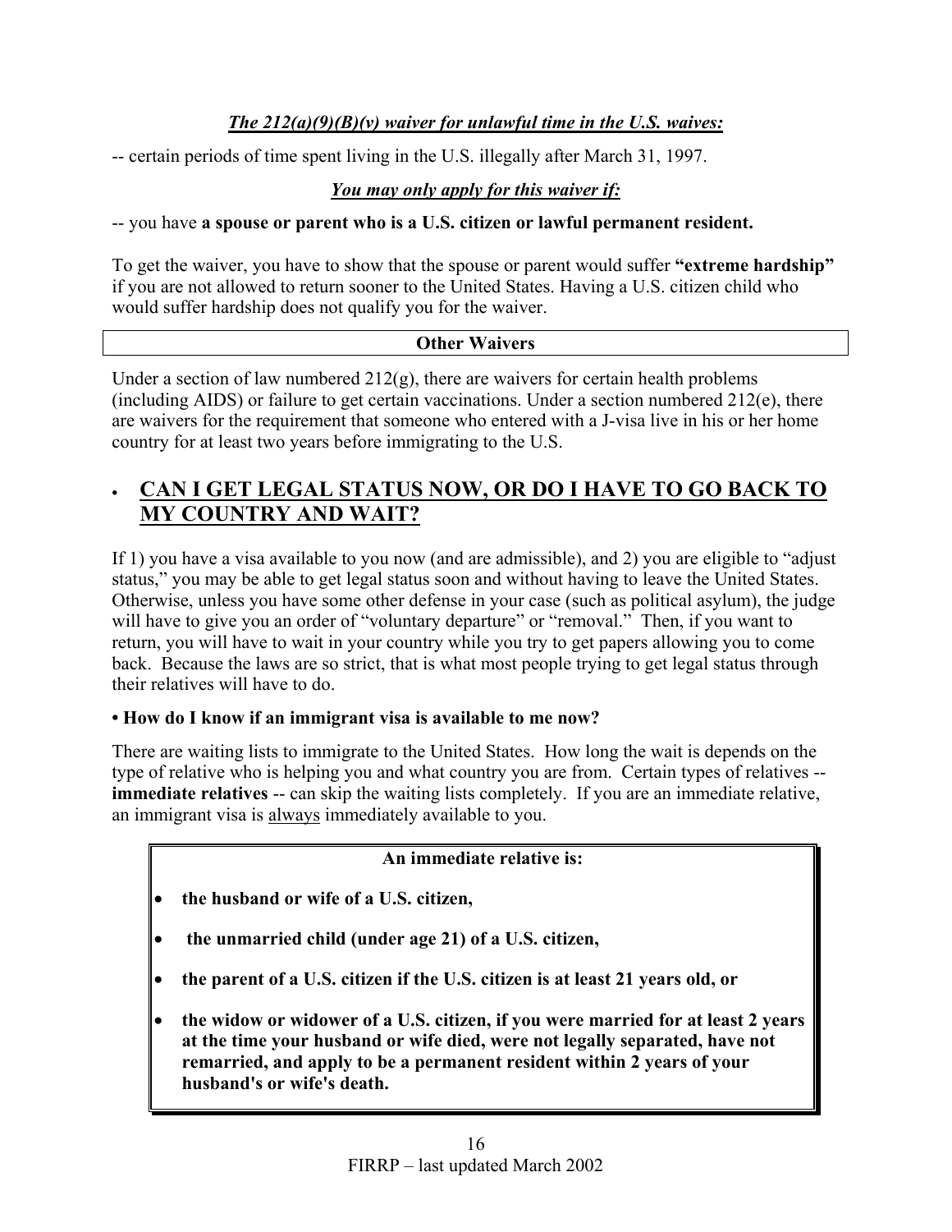***The 212(a)(9)(B)(v) waiver for unlawful time in the U.S. waives:***

-- certain periods of time spent living in the U.S. illegally after March 31, 1997.

***You may only apply for this waiver if:***

-- you have **a spouse or parent who is a U.S. citizen or lawful permanent resident.**

To get the waiver, you have to show that the spouse or parent would suffer **"extreme hardship"** if you are not allowed to return sooner to the United States. Having a U.S. citizen child who would suffer hardship does not qualify you for the waiver.

**Other Waivers**

Under a section of law numbered 212(g), there are waivers for certain health problems (including AIDS) or failure to get certain vaccinations. Under a section numbered 212(e), there are waivers for the requirement that someone who entered with a J-visa live in his or her home country for at least two years before immigrating to the U.S.

## • CAN I GET LEGAL STATUS NOW, OR DO I HAVE TO GO BACK TO MY COUNTRY AND WAIT?

If 1) you have a visa available to you now (and are admissible), and 2) you are eligible to "adjust status," you may be able to get legal status soon and without having to leave the United States. Otherwise, unless you have some other defense in your case (such as political asylum), the judge will have to give you an order of "voluntary departure" or "removal." Then, if you want to return, you will have to wait in your country while you try to get papers allowing you to come back. Because the laws are so strict, that is what most people trying to get legal status through their relatives will have to do.

**• How do I know if an immigrant visa is available to me now?**

There are waiting lists to immigrate to the United States. How long the wait is depends on the type of relative who is helping you and what country you are from. Certain types of relatives -- **immediate relatives** -- can skip the waiting lists completely. If you are an immediate relative, an immigrant visa is always immediately available to you.

**An immediate relative is:**

- **the husband or wife of a U.S. citizen,**
- **the unmarried child (under age 21) of a U.S. citizen,**
- **the parent of a U.S. citizen if the U.S. citizen is at least 21 years old, or**
- **the widow or widower of a U.S. citizen, if you were married for at least 2 years at the time your husband or wife died, were not legally separated, have not remarried, and apply to be a permanent resident within 2 years of your husband's or wife's death.**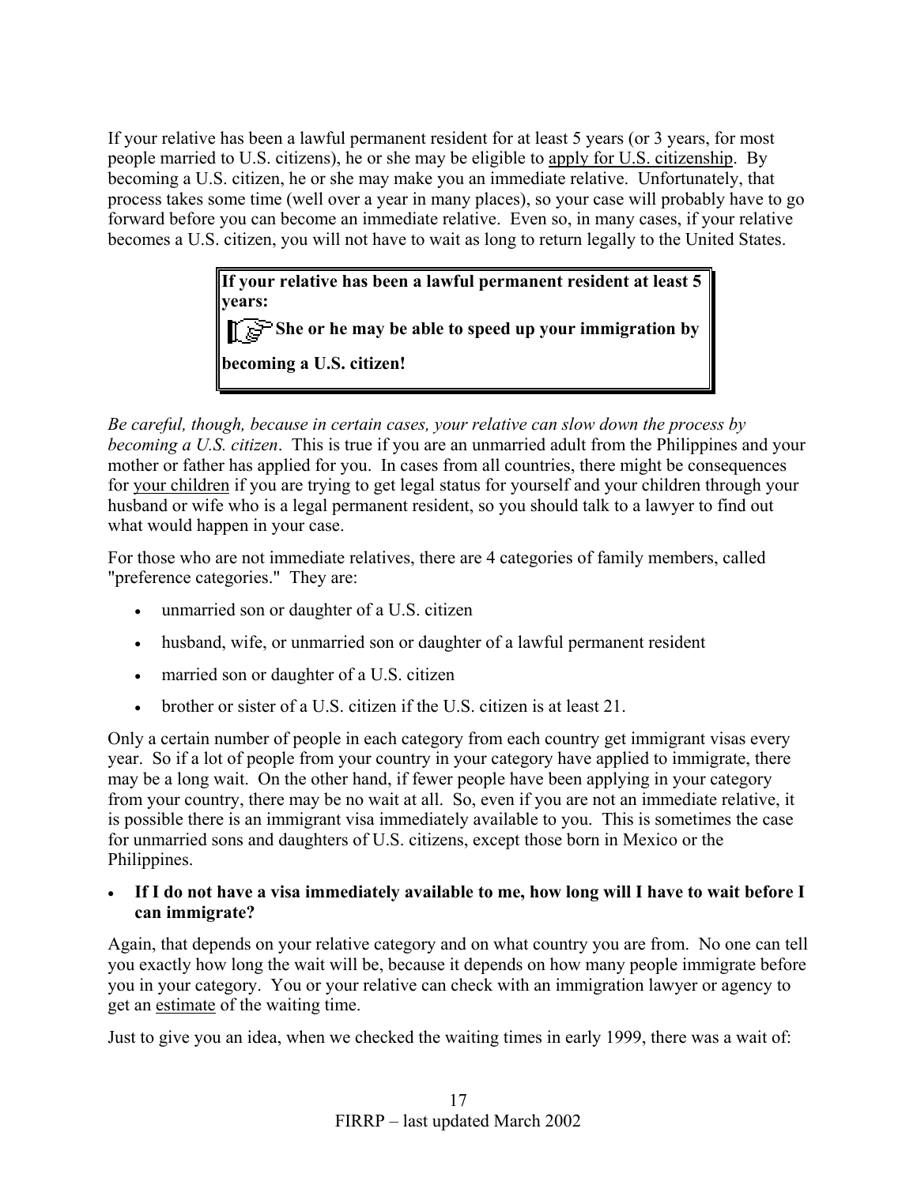If your relative has been a lawful permanent resident for at least 5 years (or 3 years, for most people married to U.S. citizens), he or she may be eligible to apply for U.S. citizenship. By becoming a U.S. citizen, he or she may make you an immediate relative. Unfortunately, that process takes some time (well over a year in many places), so your case will probably have to go forward before you can become an immediate relative. Even so, in many cases, if your relative becomes a U.S. citizen, you will not have to wait as long to return legally to the United States.

> **If your relative has been a lawful permanent resident at least 5 years:**
>
> ☞ **She or he may be able to speed up your immigration by becoming a U.S. citizen!**

*Be careful, though, because in certain cases, your relative can slow down the process by becoming a U.S. citizen*. This is true if you are an unmarried adult from the Philippines and your mother or father has applied for you. In cases from all countries, there might be consequences for your children if you are trying to get legal status for yourself and your children through your husband or wife who is a legal permanent resident, so you should talk to a lawyer to find out what would happen in your case.

For those who are not immediate relatives, there are 4 categories of family members, called "preference categories." They are:

- unmarried son or daughter of a U.S. citizen
- husband, wife, or unmarried son or daughter of a lawful permanent resident
- married son or daughter of a U.S. citizen
- brother or sister of a U.S. citizen if the U.S. citizen is at least 21.

Only a certain number of people in each category from each country get immigrant visas every year. So if a lot of people from your country in your category have applied to immigrate, there may be a long wait. On the other hand, if fewer people have been applying in your category from your country, there may be no wait at all. So, even if you are not an immediate relative, it is possible there is an immigrant visa immediately available to you. This is sometimes the case for unmarried sons and daughters of U.S. citizens, except those born in Mexico or the Philippines.

- **If I do not have a visa immediately available to me, how long will I have to wait before I can immigrate?**

Again, that depends on your relative category and on what country you are from. No one can tell you exactly how long the wait will be, because it depends on how many people immigrate before you in your category. You or your relative can check with an immigration lawyer or agency to get an estimate of the waiting time.

Just to give you an idea, when we checked the waiting times in early 1999, there was a wait of: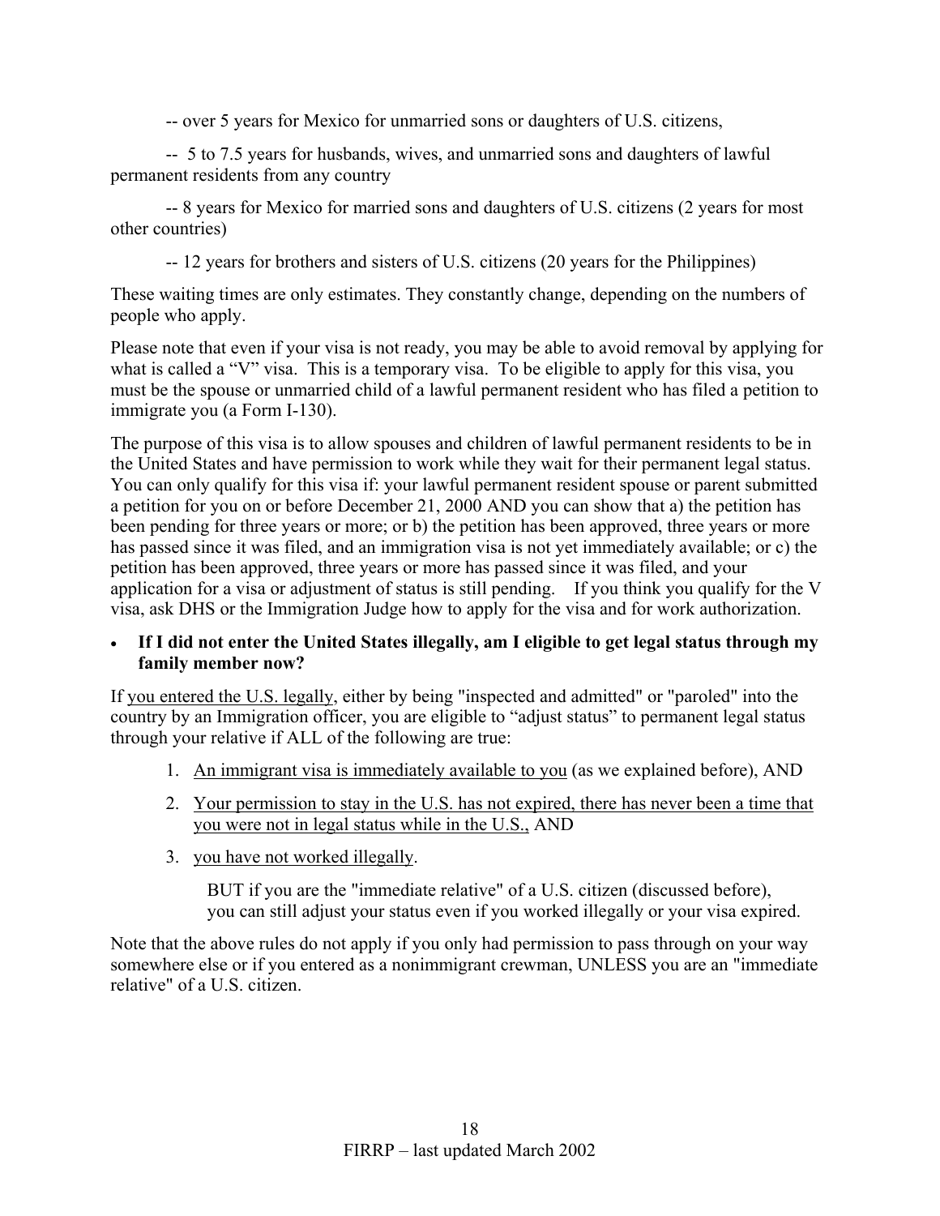-- over 5 years for Mexico for unmarried sons or daughters of U.S. citizens,

-- 5 to 7.5 years for husbands, wives, and unmarried sons and daughters of lawful permanent residents from any country

-- 8 years for Mexico for married sons and daughters of U.S. citizens (2 years for most other countries)

-- 12 years for brothers and sisters of U.S. citizens (20 years for the Philippines)

These waiting times are only estimates. They constantly change, depending on the numbers of people who apply.

Please note that even if your visa is not ready, you may be able to avoid removal by applying for what is called a "V" visa. This is a temporary visa. To be eligible to apply for this visa, you must be the spouse or unmarried child of a lawful permanent resident who has filed a petition to immigrate you (a Form I-130).

The purpose of this visa is to allow spouses and children of lawful permanent residents to be in the United States and have permission to work while they wait for their permanent legal status. You can only qualify for this visa if: your lawful permanent resident spouse or parent submitted a petition for you on or before December 21, 2000 AND you can show that a) the petition has been pending for three years or more; or b) the petition has been approved, three years or more has passed since it was filed, and an immigration visa is not yet immediately available; or c) the petition has been approved, three years or more has passed since it was filed, and your application for a visa or adjustment of status is still pending. If you think you qualify for the V visa, ask DHS or the Immigration Judge how to apply for the visa and for work authorization.

- **If I did not enter the United States illegally, am I eligible to get legal status through my family member now?**

If you entered the U.S. legally, either by being "inspected and admitted" or "paroled" into the country by an Immigration officer, you are eligible to "adjust status" to permanent legal status through your relative if ALL of the following are true:

1. An immigrant visa is immediately available to you (as we explained before), AND
2. Your permission to stay in the U.S. has not expired, there has never been a time that you were not in legal status while in the U.S., AND
3. you have not worked illegally.

   BUT if you are the "immediate relative" of a U.S. citizen (discussed before), you can still adjust your status even if you worked illegally or your visa expired.

Note that the above rules do not apply if you only had permission to pass through on your way somewhere else or if you entered as a nonimmigrant crewman, UNLESS you are an "immediate relative" of a U.S. citizen.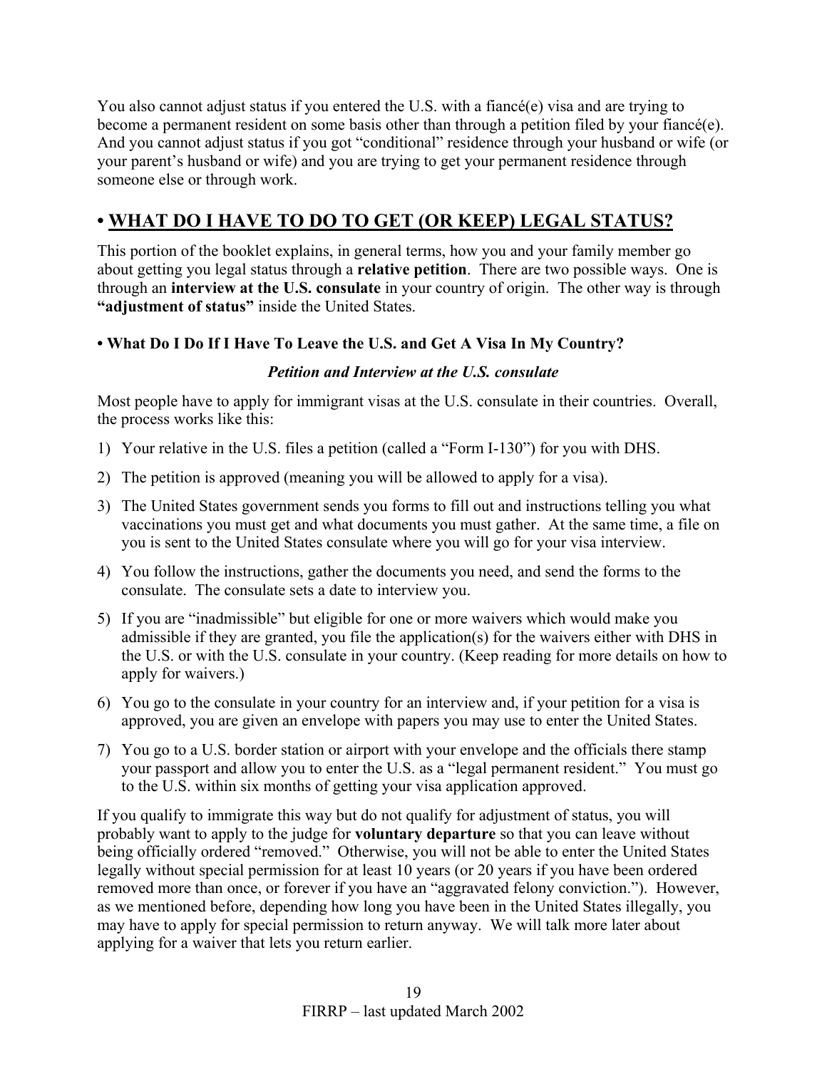You also cannot adjust status if you entered the U.S. with a fiancé(e) visa and are trying to become a permanent resident on some basis other than through a petition filed by your fiancé(e). And you cannot adjust status if you got "conditional" residence through your husband or wife (or your parent's husband or wife) and you are trying to get your permanent residence through someone else or through work.

## • WHAT DO I HAVE TO DO TO GET (OR KEEP) LEGAL STATUS?

This portion of the booklet explains, in general terms, how you and your family member go about getting you legal status through a **relative petition**. There are two possible ways. One is through an **interview at the U.S. consulate** in your country of origin. The other way is through **"adjustment of status"** inside the United States.

### • What Do I Do If I Have To Leave the U.S. and Get A Visa In My Country?

***Petition and Interview at the U.S. consulate***

Most people have to apply for immigrant visas at the U.S. consulate in their countries. Overall, the process works like this:

1) Your relative in the U.S. files a petition (called a "Form I-130") for you with DHS.
2) The petition is approved (meaning you will be allowed to apply for a visa).
3) The United States government sends you forms to fill out and instructions telling you what vaccinations you must get and what documents you must gather. At the same time, a file on you is sent to the United States consulate where you will go for your visa interview.
4) You follow the instructions, gather the documents you need, and send the forms to the consulate. The consulate sets a date to interview you.
5) If you are "inadmissible" but eligible for one or more waivers which would make you admissible if they are granted, you file the application(s) for the waivers either with DHS in the U.S. or with the U.S. consulate in your country. (Keep reading for more details on how to apply for waivers.)
6) You go to the consulate in your country for an interview and, if your petition for a visa is approved, you are given an envelope with papers you may use to enter the United States.
7) You go to a U.S. border station or airport with your envelope and the officials there stamp your passport and allow you to enter the U.S. as a "legal permanent resident." You must go to the U.S. within six months of getting your visa application approved.

If you qualify to immigrate this way but do not qualify for adjustment of status, you will probably want to apply to the judge for **voluntary departure** so that you can leave without being officially ordered "removed." Otherwise, you will not be able to enter the United States legally without special permission for at least 10 years (or 20 years if you have been ordered removed more than once, or forever if you have an "aggravated felony conviction."). However, as we mentioned before, depending how long you have been in the United States illegally, you may have to apply for special permission to return anyway. We will talk more later about applying for a waiver that lets you return earlier.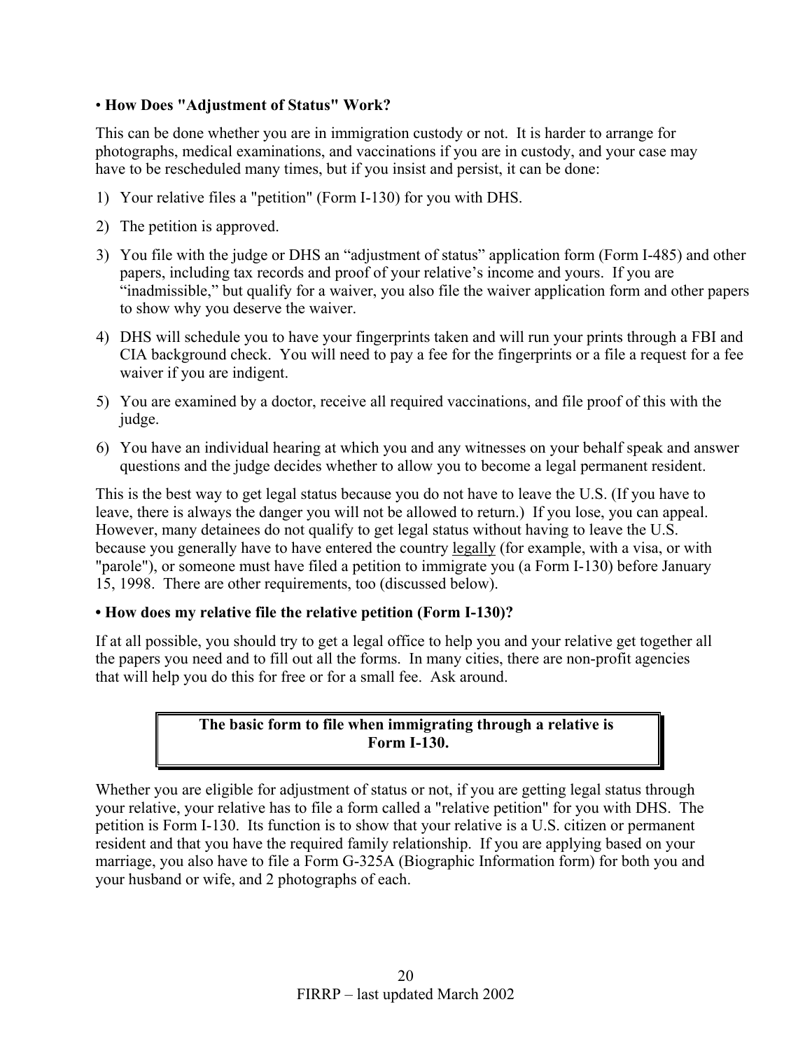• **How Does "Adjustment of Status" Work?**

This can be done whether you are in immigration custody or not. It is harder to arrange for photographs, medical examinations, and vaccinations if you are in custody, and your case may have to be rescheduled many times, but if you insist and persist, it can be done:

1) Your relative files a "petition" (Form I-130) for you with DHS.
2) The petition is approved.
3) You file with the judge or DHS an "adjustment of status" application form (Form I-485) and other papers, including tax records and proof of your relative's income and yours. If you are "inadmissible," but qualify for a waiver, you also file the waiver application form and other papers to show why you deserve the waiver.
4) DHS will schedule you to have your fingerprints taken and will run your prints through a FBI and CIA background check. You will need to pay a fee for the fingerprints or a file a request for a fee waiver if you are indigent.
5) You are examined by a doctor, receive all required vaccinations, and file proof of this with the judge.
6) You have an individual hearing at which you and any witnesses on your behalf speak and answer questions and the judge decides whether to allow you to become a legal permanent resident.

This is the best way to get legal status because you do not have to leave the U.S. (If you have to leave, there is always the danger you will not be allowed to return.) If you lose, you can appeal. However, many detainees do not qualify to get legal status without having to leave the U.S. because you generally have to have entered the country legally (for example, with a visa, or with "parole"), or someone must have filed a petition to immigrate you (a Form I-130) before January 15, 1998. There are other requirements, too (discussed below).

**• How does my relative file the relative petition (Form I-130)?**

If at all possible, you should try to get a legal office to help you and your relative get together all the papers you need and to fill out all the forms. In many cities, there are non-profit agencies that will help you do this for free or for a small fee. Ask around.

| **The basic form to file when immigrating through a relative is Form I-130.** |
|---|

Whether you are eligible for adjustment of status or not, if you are getting legal status through your relative, your relative has to file a form called a "relative petition" for you with DHS. The petition is Form I-130. Its function is to show that your relative is a U.S. citizen or permanent resident and that you have the required family relationship. If you are applying based on your marriage, you also have to file a Form G-325A (Biographic Information form) for both you and your husband or wife, and 2 photographs of each.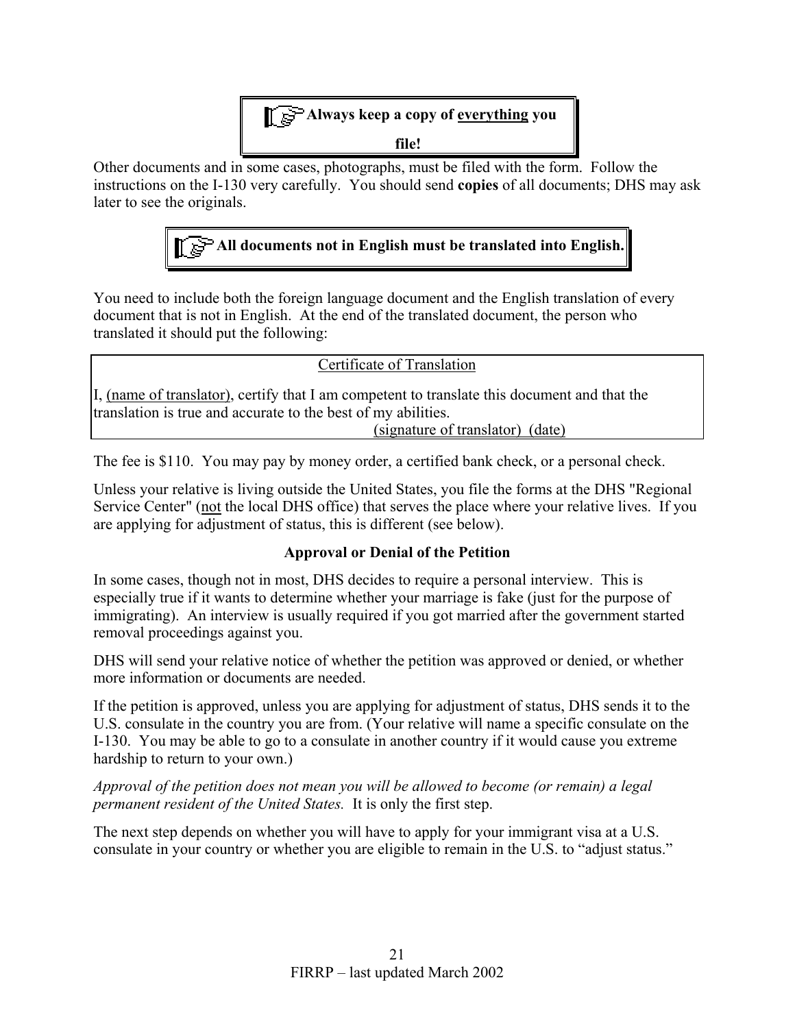**Always keep a copy of <u>everything</u> you file!**

Other documents and in some cases, photographs, must be filed with the form. Follow the instructions on the I-130 very carefully. You should send **copies** of all documents; DHS may ask later to see the originals.

**All documents not in English must be translated into English.**

You need to include both the foreign language document and the English translation of every document that is not in English. At the end of the translated document, the person who translated it should put the following:

> <u>Certificate of Translation</u>
>
> I, <u>(name of translator)</u>, certify that I am competent to translate this document and that the translation is true and accurate to the best of my abilities.
>
> <u>(signature of translator) (date)</u>

The fee is $110. You may pay by money order, a certified bank check, or a personal check.

Unless your relative is living outside the United States, you file the forms at the DHS "Regional Service Center" (<u>not</u> the local DHS office) that serves the place where your relative lives. If you are applying for adjustment of status, this is different (see below).

**Approval or Denial of the Petition**

In some cases, though not in most, DHS decides to require a personal interview. This is especially true if it wants to determine whether your marriage is fake (just for the purpose of immigrating). An interview is usually required if you got married after the government started removal proceedings against you.

DHS will send your relative notice of whether the petition was approved or denied, or whether more information or documents are needed.

If the petition is approved, unless you are applying for adjustment of status, DHS sends it to the U.S. consulate in the country you are from. (Your relative will name a specific consulate on the I-130. You may be able to go to a consulate in another country if it would cause you extreme hardship to return to your own.)

*Approval of the petition does not mean you will be allowed to become (or remain) a legal permanent resident of the United States.* It is only the first step.

The next step depends on whether you will have to apply for your immigrant visa at a U.S. consulate in your country or whether you are eligible to remain in the U.S. to "adjust status."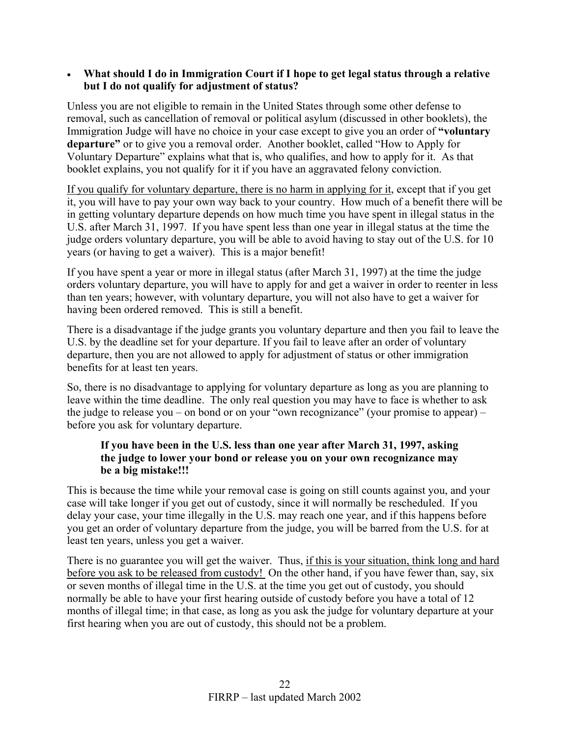- **What should I do in Immigration Court if I hope to get legal status through a relative but I do not qualify for adjustment of status?**

Unless you are not eligible to remain in the United States through some other defense to removal, such as cancellation of removal or political asylum (discussed in other booklets), the Immigration Judge will have no choice in your case except to give you an order of **"voluntary departure"** or to give you a removal order. Another booklet, called "How to Apply for Voluntary Departure" explains what that is, who qualifies, and how to apply for it. As that booklet explains, you not qualify for it if you have an aggravated felony conviction.

<u>If you qualify for voluntary departure, there is no harm in applying for it</u>, except that if you get it, you will have to pay your own way back to your country. How much of a benefit there will be in getting voluntary departure depends on how much time you have spent in illegal status in the U.S. after March 31, 1997. If you have spent less than one year in illegal status at the time the judge orders voluntary departure, you will be able to avoid having to stay out of the U.S. for 10 years (or having to get a waiver). This is a major benefit!

If you have spent a year or more in illegal status (after March 31, 1997) at the time the judge orders voluntary departure, you will have to apply for and get a waiver in order to reenter in less than ten years; however, with voluntary departure, you will not also have to get a waiver for having been ordered removed. This is still a benefit.

There is a disadvantage if the judge grants you voluntary departure and then you fail to leave the U.S. by the deadline set for your departure. If you fail to leave after an order of voluntary departure, then you are not allowed to apply for adjustment of status or other immigration benefits for at least ten years.

So, there is no disadvantage to applying for voluntary departure as long as you are planning to leave within the time deadline. The only real question you may have to face is whether to ask the judge to release you – on bond or on your "own recognizance" (your promise to appear) – before you ask for voluntary departure.

> **If you have been in the U.S. less than one year after March 31, 1997, asking the judge to lower your bond or release you on your own recognizance may be a big mistake!!!**

This is because the time while your removal case is going on still counts against you, and your case will take longer if you get out of custody, since it will normally be rescheduled. If you delay your case, your time illegally in the U.S. may reach one year, and if this happens before you get an order of voluntary departure from the judge, you will be barred from the U.S. for at least ten years, unless you get a waiver.

There is no guarantee you will get the waiver. Thus, <u>if this is your situation, think long and hard before you ask to be released from custody!</u> On the other hand, if you have fewer than, say, six or seven months of illegal time in the U.S. at the time you get out of custody, you should normally be able to have your first hearing outside of custody before you have a total of 12 months of illegal time; in that case, as long as you ask the judge for voluntary departure at your first hearing when you are out of custody, this should not be a problem.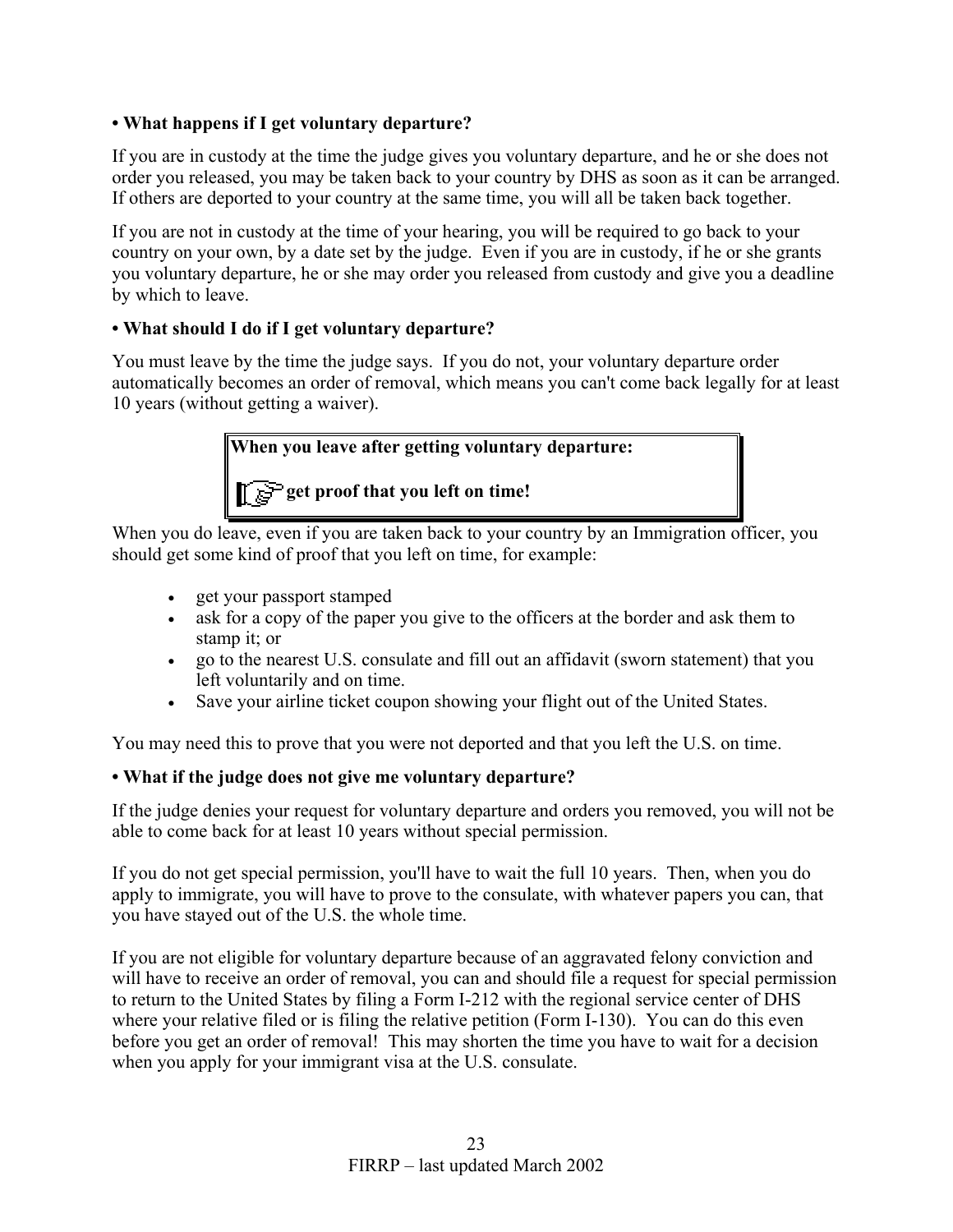**• What happens if I get voluntary departure?**

If you are in custody at the time the judge gives you voluntary departure, and he or she does not order you released, you may be taken back to your country by DHS as soon as it can be arranged. If others are deported to your country at the same time, you will all be taken back together.

If you are not in custody at the time of your hearing, you will be required to go back to your country on your own, by a date set by the judge. Even if you are in custody, if he or she grants you voluntary departure, he or she may order you released from custody and give you a deadline by which to leave.

**• What should I do if I get voluntary departure?**

You must leave by the time the judge says. If you do not, your voluntary departure order automatically becomes an order of removal, which means you can't come back legally for at least 10 years (without getting a waiver).

> **When you leave after getting voluntary departure:**
>
> ☞ **get proof that you left on time!**

When you do leave, even if you are taken back to your country by an Immigration officer, you should get some kind of proof that you left on time, for example:

- get your passport stamped
- ask for a copy of the paper you give to the officers at the border and ask them to stamp it; or
- go to the nearest U.S. consulate and fill out an affidavit (sworn statement) that you left voluntarily and on time.
- Save your airline ticket coupon showing your flight out of the United States.

You may need this to prove that you were not deported and that you left the U.S. on time.

**• What if the judge does not give me voluntary departure?**

If the judge denies your request for voluntary departure and orders you removed, you will not be able to come back for at least 10 years without special permission.

If you do not get special permission, you'll have to wait the full 10 years. Then, when you do apply to immigrate, you will have to prove to the consulate, with whatever papers you can, that you have stayed out of the U.S. the whole time.

If you are not eligible for voluntary departure because of an aggravated felony conviction and will have to receive an order of removal, you can and should file a request for special permission to return to the United States by filing a Form I-212 with the regional service center of DHS where your relative filed or is filing the relative petition (Form I-130). You can do this even before you get an order of removal! This may shorten the time you have to wait for a decision when you apply for your immigrant visa at the U.S. consulate.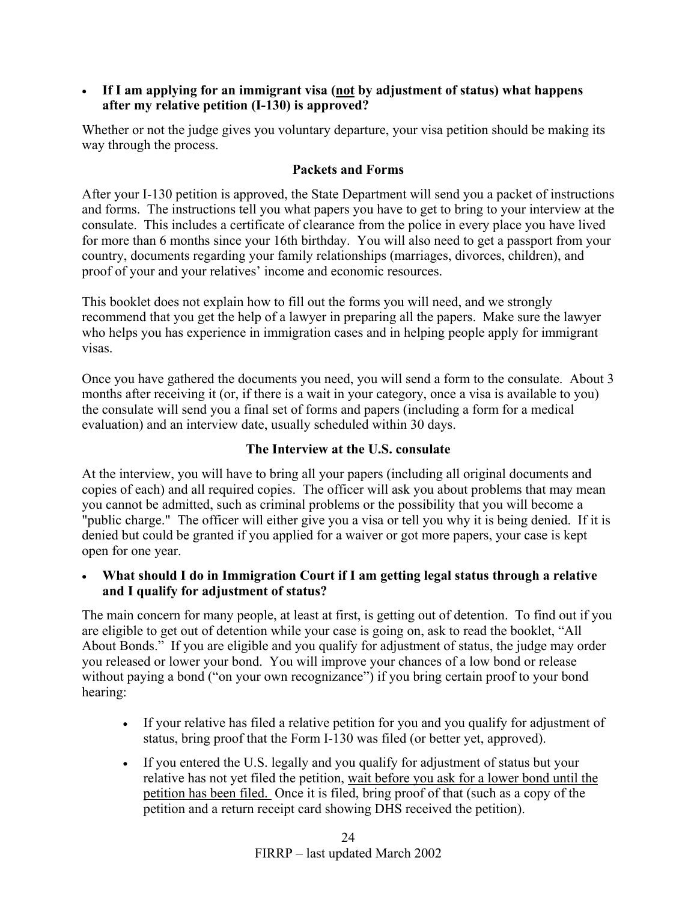- **If I am applying for an immigrant visa (<u>not</u> by adjustment of status) what happens after my relative petition (I-130) is approved?**

Whether or not the judge gives you voluntary departure, your visa petition should be making its way through the process.

**Packets and Forms**

After your I-130 petition is approved, the State Department will send you a packet of instructions and forms. The instructions tell you what papers you have to get to bring to your interview at the consulate. This includes a certificate of clearance from the police in every place you have lived for more than 6 months since your 16th birthday. You will also need to get a passport from your country, documents regarding your family relationships (marriages, divorces, children), and proof of your and your relatives' income and economic resources.

This booklet does not explain how to fill out the forms you will need, and we strongly recommend that you get the help of a lawyer in preparing all the papers. Make sure the lawyer who helps you has experience in immigration cases and in helping people apply for immigrant visas.

Once you have gathered the documents you need, you will send a form to the consulate. About 3 months after receiving it (or, if there is a wait in your category, once a visa is available to you) the consulate will send you a final set of forms and papers (including a form for a medical evaluation) and an interview date, usually scheduled within 30 days.

**The Interview at the U.S. consulate**

At the interview, you will have to bring all your papers (including all original documents and copies of each) and all required copies. The officer will ask you about problems that may mean you cannot be admitted, such as criminal problems or the possibility that you will become a "public charge." The officer will either give you a visa or tell you why it is being denied. If it is denied but could be granted if you applied for a waiver or got more papers, your case is kept open for one year.

- **What should I do in Immigration Court if I am getting legal status through a relative and I qualify for adjustment of status?**

The main concern for many people, at least at first, is getting out of detention. To find out if you are eligible to get out of detention while your case is going on, ask to read the booklet, "All About Bonds." If you are eligible and you qualify for adjustment of status, the judge may order you released or lower your bond. You will improve your chances of a low bond or release without paying a bond ("on your own recognizance") if you bring certain proof to your bond hearing:

- If your relative has filed a relative petition for you and you qualify for adjustment of status, bring proof that the Form I-130 was filed (or better yet, approved).
- If you entered the U.S. legally and you qualify for adjustment of status but your relative has not yet filed the petition, <u>wait before you ask for a lower bond until the petition has been filed.</u> Once it is filed, bring proof of that (such as a copy of the petition and a return receipt card showing DHS received the petition).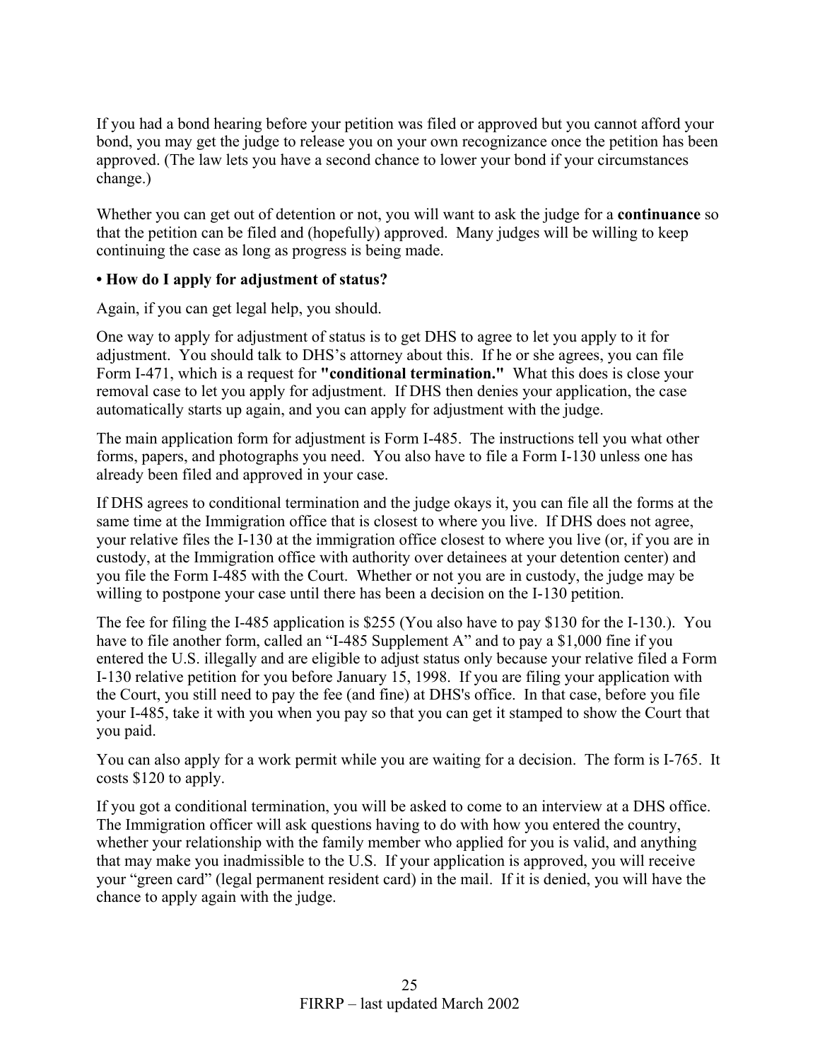If you had a bond hearing before your petition was filed or approved but you cannot afford your bond, you may get the judge to release you on your own recognizance once the petition has been approved. (The law lets you have a second chance to lower your bond if your circumstances change.)

Whether you can get out of detention or not, you will want to ask the judge for a **continuance** so that the petition can be filed and (hopefully) approved. Many judges will be willing to keep continuing the case as long as progress is being made.

**• How do I apply for adjustment of status?**

Again, if you can get legal help, you should.

One way to apply for adjustment of status is to get DHS to agree to let you apply to it for adjustment. You should talk to DHS's attorney about this. If he or she agrees, you can file Form I-471, which is a request for **"conditional termination."** What this does is close your removal case to let you apply for adjustment. If DHS then denies your application, the case automatically starts up again, and you can apply for adjustment with the judge.

The main application form for adjustment is Form I-485. The instructions tell you what other forms, papers, and photographs you need. You also have to file a Form I-130 unless one has already been filed and approved in your case.

If DHS agrees to conditional termination and the judge okays it, you can file all the forms at the same time at the Immigration office that is closest to where you live. If DHS does not agree, your relative files the I-130 at the immigration office closest to where you live (or, if you are in custody, at the Immigration office with authority over detainees at your detention center) and you file the Form I-485 with the Court. Whether or not you are in custody, the judge may be willing to postpone your case until there has been a decision on the I-130 petition.

The fee for filing the I-485 application is $255 (You also have to pay $130 for the I-130.). You have to file another form, called an "I-485 Supplement A" and to pay a $1,000 fine if you entered the U.S. illegally and are eligible to adjust status only because your relative filed a Form I-130 relative petition for you before January 15, 1998. If you are filing your application with the Court, you still need to pay the fee (and fine) at DHS's office. In that case, before you file your I-485, take it with you when you pay so that you can get it stamped to show the Court that you paid.

You can also apply for a work permit while you are waiting for a decision. The form is I-765. It costs $120 to apply.

If you got a conditional termination, you will be asked to come to an interview at a DHS office. The Immigration officer will ask questions having to do with how you entered the country, whether your relationship with the family member who applied for you is valid, and anything that may make you inadmissible to the U.S. If your application is approved, you will receive your "green card" (legal permanent resident card) in the mail. If it is denied, you will have the chance to apply again with the judge.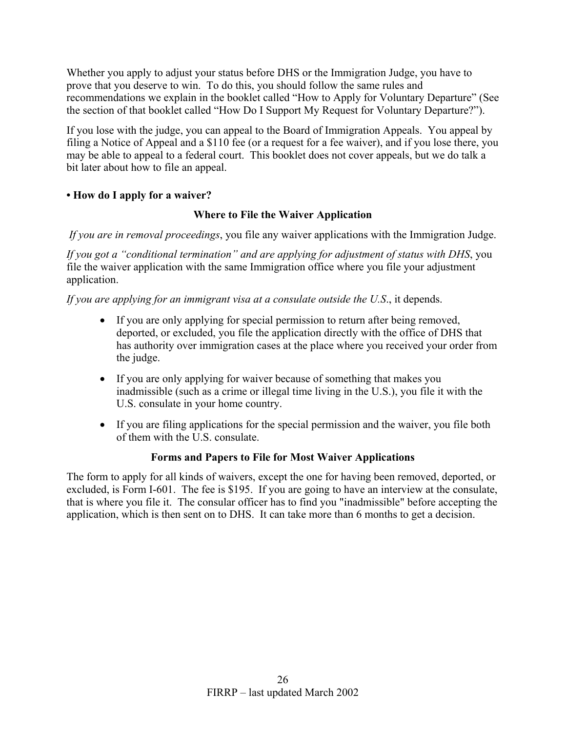Whether you apply to adjust your status before DHS or the Immigration Judge, you have to prove that you deserve to win. To do this, you should follow the same rules and recommendations we explain in the booklet called "How to Apply for Voluntary Departure" (See the section of that booklet called "How Do I Support My Request for Voluntary Departure?").

If you lose with the judge, you can appeal to the Board of Immigration Appeals. You appeal by filing a Notice of Appeal and a $110 fee (or a request for a fee waiver), and if you lose there, you may be able to appeal to a federal court. This booklet does not cover appeals, but we do talk a bit later about how to file an appeal.

### • How do I apply for a waiver?

#### Where to File the Waiver Application

*If you are in removal proceedings*, you file any waiver applications with the Immigration Judge.

*If you got a "conditional termination" and are applying for adjustment of status with DHS*, you file the waiver application with the same Immigration office where you file your adjustment application.

*If you are applying for an immigrant visa at a consulate outside the U.S.*, it depends.

- If you are only applying for special permission to return after being removed, deported, or excluded, you file the application directly with the office of DHS that has authority over immigration cases at the place where you received your order from the judge.
- If you are only applying for waiver because of something that makes you inadmissible (such as a crime or illegal time living in the U.S.), you file it with the U.S. consulate in your home country.
- If you are filing applications for the special permission and the waiver, you file both of them with the U.S. consulate.

#### Forms and Papers to File for Most Waiver Applications

The form to apply for all kinds of waivers, except the one for having been removed, deported, or excluded, is Form I-601. The fee is $195. If you are going to have an interview at the consulate, that is where you file it. The consular officer has to find you "inadmissible" before accepting the application, which is then sent on to DHS. It can take more than 6 months to get a decision.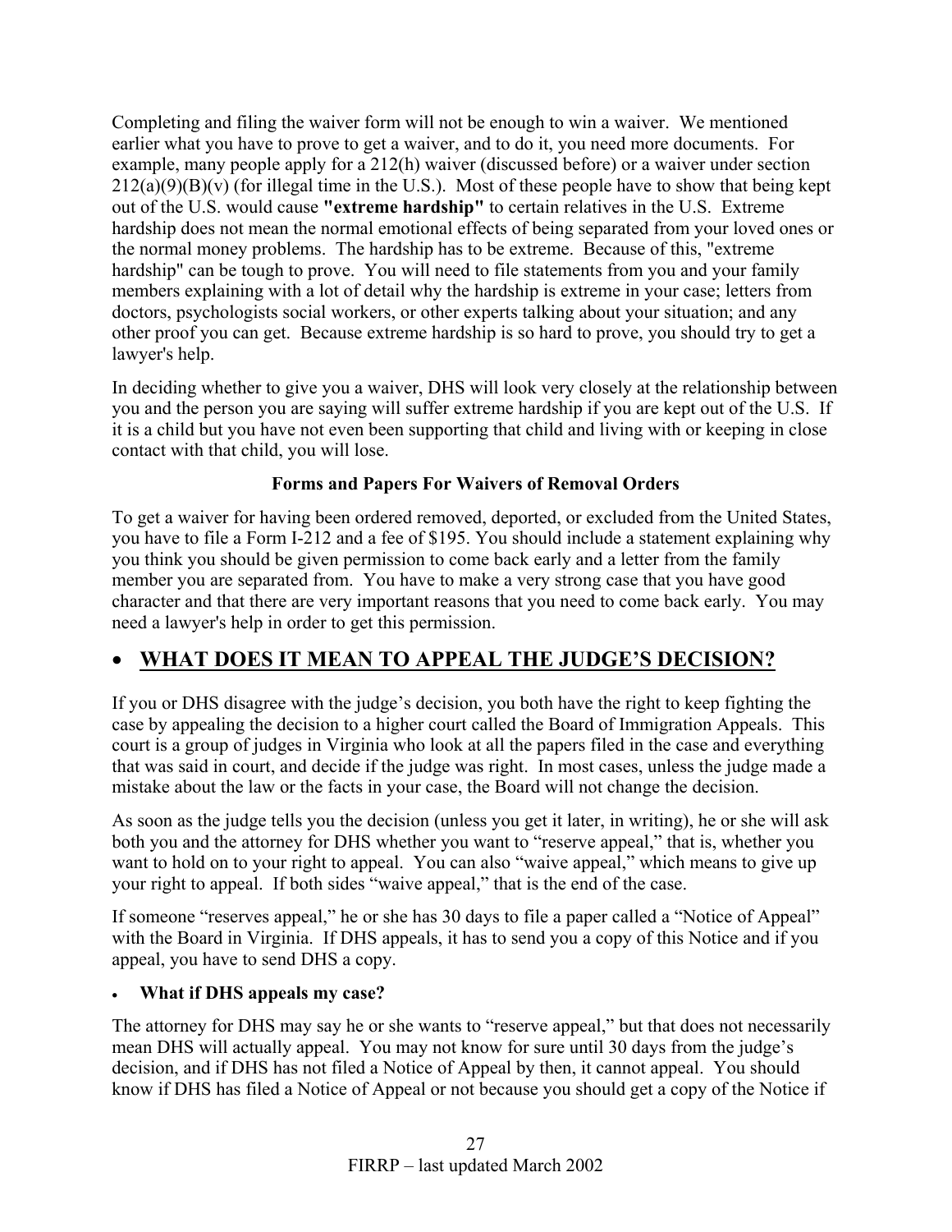Completing and filing the waiver form will not be enough to win a waiver. We mentioned earlier what you have to prove to get a waiver, and to do it, you need more documents. For example, many people apply for a 212(h) waiver (discussed before) or a waiver under section 212(a)(9)(B)(v) (for illegal time in the U.S.). Most of these people have to show that being kept out of the U.S. would cause **"extreme hardship"** to certain relatives in the U.S. Extreme hardship does not mean the normal emotional effects of being separated from your loved ones or the normal money problems. The hardship has to be extreme. Because of this, "extreme hardship" can be tough to prove. You will need to file statements from you and your family members explaining with a lot of detail why the hardship is extreme in your case; letters from doctors, psychologists social workers, or other experts talking about your situation; and any other proof you can get. Because extreme hardship is so hard to prove, you should try to get a lawyer's help.

In deciding whether to give you a waiver, DHS will look very closely at the relationship between you and the person you are saying will suffer extreme hardship if you are kept out of the U.S. If it is a child but you have not even been supporting that child and living with or keeping in close contact with that child, you will lose.

**Forms and Papers For Waivers of Removal Orders**

To get a waiver for having been ordered removed, deported, or excluded from the United States, you have to file a Form I-212 and a fee of $195. You should include a statement explaining why you think you should be given permission to come back early and a letter from the family member you are separated from. You have to make a very strong case that you have good character and that there are very important reasons that you need to come back early. You may need a lawyer's help in order to get this permission.

## • WHAT DOES IT MEAN TO APPEAL THE JUDGE'S DECISION?

If you or DHS disagree with the judge's decision, you both have the right to keep fighting the case by appealing the decision to a higher court called the Board of Immigration Appeals. This court is a group of judges in Virginia who look at all the papers filed in the case and everything that was said in court, and decide if the judge was right. In most cases, unless the judge made a mistake about the law or the facts in your case, the Board will not change the decision.

As soon as the judge tells you the decision (unless you get it later, in writing), he or she will ask both you and the attorney for DHS whether you want to "reserve appeal," that is, whether you want to hold on to your right to appeal. You can also "waive appeal," which means to give up your right to appeal. If both sides "waive appeal," that is the end of the case.

If someone "reserves appeal," he or she has 30 days to file a paper called a "Notice of Appeal" with the Board in Virginia. If DHS appeals, it has to send you a copy of this Notice and if you appeal, you have to send DHS a copy.

- **What if DHS appeals my case?**

The attorney for DHS may say he or she wants to "reserve appeal," but that does not necessarily mean DHS will actually appeal. You may not know for sure until 30 days from the judge's decision, and if DHS has not filed a Notice of Appeal by then, it cannot appeal. You should know if DHS has filed a Notice of Appeal or not because you should get a copy of the Notice if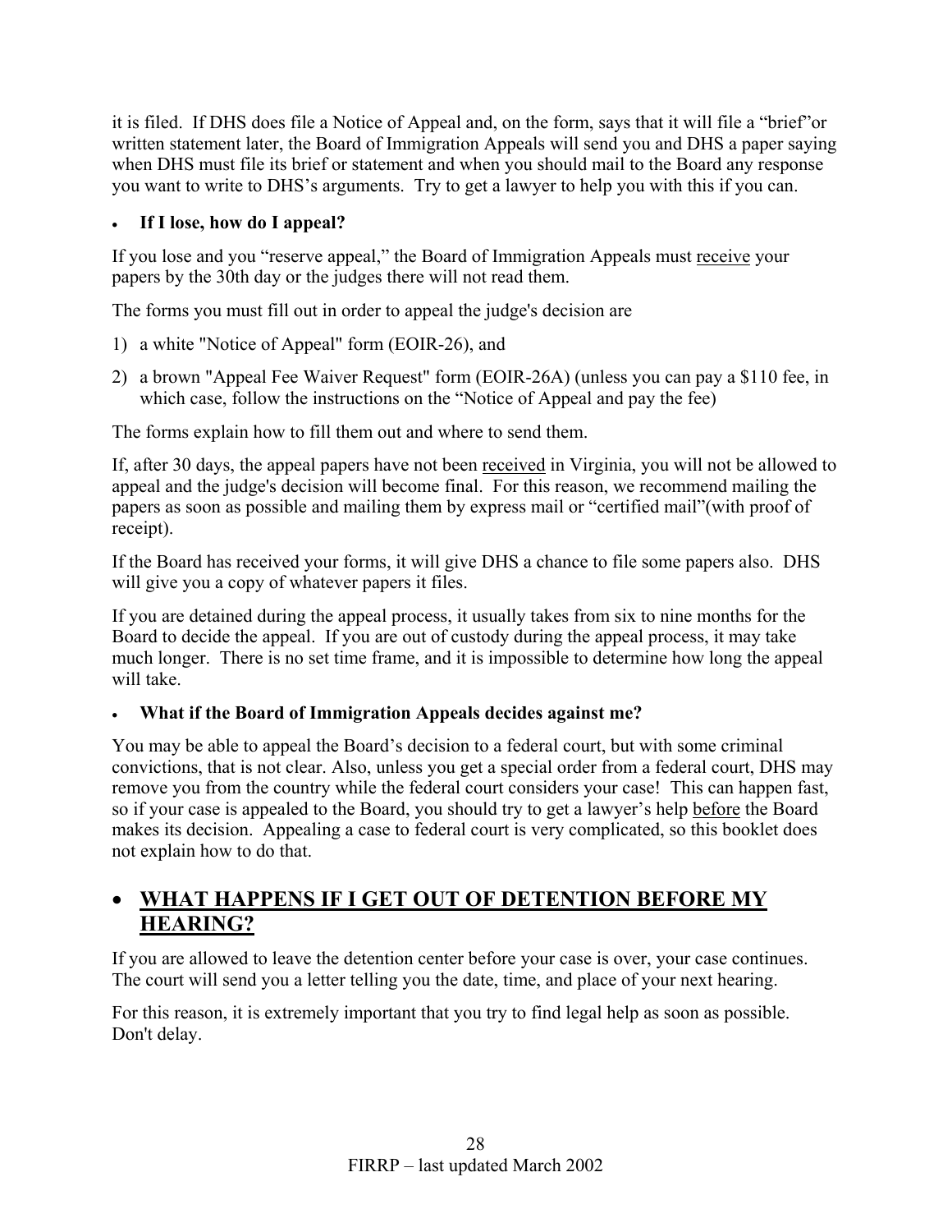it is filed. If DHS does file a Notice of Appeal and, on the form, says that it will file a "brief"or written statement later, the Board of Immigration Appeals will send you and DHS a paper saying when DHS must file its brief or statement and when you should mail to the Board any response you want to write to DHS's arguments. Try to get a lawyer to help you with this if you can.

- **If I lose, how do I appeal?**

If you lose and you "reserve appeal," the Board of Immigration Appeals must receive your papers by the 30th day or the judges there will not read them.

The forms you must fill out in order to appeal the judge's decision are

1) a white "Notice of Appeal" form (EOIR-26), and
2) a brown "Appeal Fee Waiver Request" form (EOIR-26A) (unless you can pay a $110 fee, in which case, follow the instructions on the "Notice of Appeal and pay the fee)

The forms explain how to fill them out and where to send them.

If, after 30 days, the appeal papers have not been received in Virginia, you will not be allowed to appeal and the judge's decision will become final. For this reason, we recommend mailing the papers as soon as possible and mailing them by express mail or "certified mail"(with proof of receipt).

If the Board has received your forms, it will give DHS a chance to file some papers also. DHS will give you a copy of whatever papers it files.

If you are detained during the appeal process, it usually takes from six to nine months for the Board to decide the appeal. If you are out of custody during the appeal process, it may take much longer. There is no set time frame, and it is impossible to determine how long the appeal will take.

- **What if the Board of Immigration Appeals decides against me?**

You may be able to appeal the Board's decision to a federal court, but with some criminal convictions, that is not clear. Also, unless you get a special order from a federal court, DHS may remove you from the country while the federal court considers your case! This can happen fast, so if your case is appealed to the Board, you should try to get a lawyer's help before the Board makes its decision. Appealing a case to federal court is very complicated, so this booklet does not explain how to do that.

## WHAT HAPPENS IF I GET OUT OF DETENTION BEFORE MY HEARING?

If you are allowed to leave the detention center before your case is over, your case continues. The court will send you a letter telling you the date, time, and place of your next hearing.

For this reason, it is extremely important that you try to find legal help as soon as possible. Don't delay.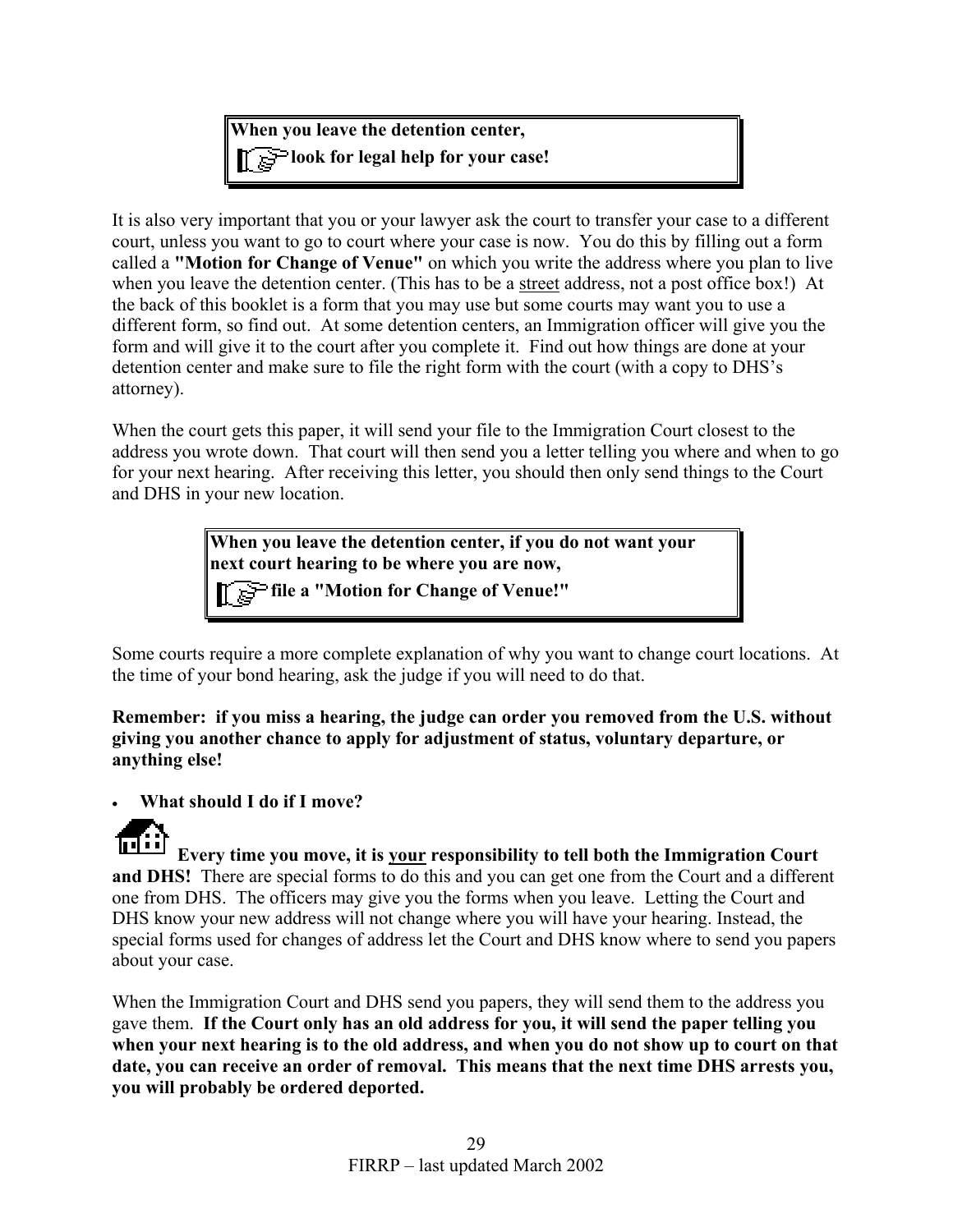> **When you leave the detention center,**
> **look for legal help for your case!**

It is also very important that you or your lawyer ask the court to transfer your case to a different court, unless you want to go to court where your case is now. You do this by filling out a form called a **"Motion for Change of Venue"** on which you write the address where you plan to live when you leave the detention center. (This has to be a <u>street</u> address, not a post office box!) At the back of this booklet is a form that you may use but some courts may want you to use a different form, so find out. At some detention centers, an Immigration officer will give you the form and will give it to the court after you complete it. Find out how things are done at your detention center and make sure to file the right form with the court (with a copy to DHS's attorney).

When the court gets this paper, it will send your file to the Immigration Court closest to the address you wrote down. That court will then send you a letter telling you where and when to go for your next hearing. After receiving this letter, you should then only send things to the Court and DHS in your new location.

> **When you leave the detention center, if you do not want your next court hearing to be where you are now,**
> **file a "Motion for Change of Venue!"**

Some courts require a more complete explanation of why you want to change court locations. At the time of your bond hearing, ask the judge if you will need to do that.

**Remember: if you miss a hearing, the judge can order you removed from the U.S. without giving you another chance to apply for adjustment of status, voluntary departure, or anything else!**

- **What should I do if I move?**

**Every time you move, it is <u>your</u> responsibility to tell both the Immigration Court and DHS!** There are special forms to do this and you can get one from the Court and a different one from DHS. The officers may give you the forms when you leave. Letting the Court and DHS know your new address will not change where you will have your hearing. Instead, the special forms used for changes of address let the Court and DHS know where to send you papers about your case.

When the Immigration Court and DHS send you papers, they will send them to the address you gave them. **If the Court only has an old address for you, it will send the paper telling you when your next hearing is to the old address, and when you do not show up to court on that date, you can receive an order of removal. This means that the next time DHS arrests you, you will probably be ordered deported.**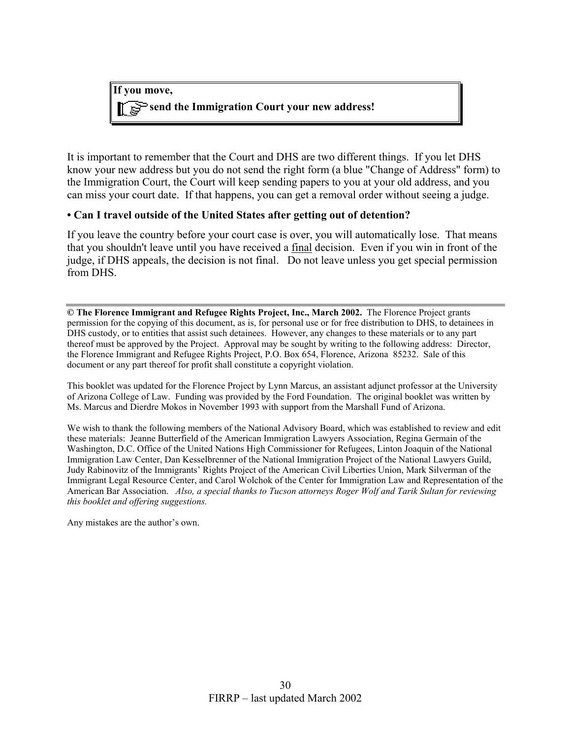**If you move,**

**send the Immigration Court your new address!**

It is important to remember that the Court and DHS are two different things. If you let DHS know your new address but you do not send the right form (a blue "Change of Address" form) to the Immigration Court, the Court will keep sending papers to you at your old address, and you can miss your court date. If that happens, you can get a removal order without seeing a judge.

**• Can I travel outside of the United States after getting out of detention?**

If you leave the country before your court case is over, you will automatically lose. That means that you shouldn't leave until you have received a final decision. Even if you win in front of the judge, if DHS appeals, the decision is not final. Do not leave unless you get special permission from DHS.

---

**© The Florence Immigrant and Refugee Rights Project, Inc., March 2002.** The Florence Project grants permission for the copying of this document, as is, for personal use or for free distribution to DHS, to detainees in DHS custody, or to entities that assist such detainees. However, any changes to these materials or to any part thereof must be approved by the Project. Approval may be sought by writing to the following address: Director, the Florence Immigrant and Refugee Rights Project, P.O. Box 654, Florence, Arizona 85232. Sale of this document or any part thereof for profit shall constitute a copyright violation.

This booklet was updated for the Florence Project by Lynn Marcus, an assistant adjunct professor at the University of Arizona College of Law. Funding was provided by the Ford Foundation. The original booklet was written by Ms. Marcus and Dierdre Mokos in November 1993 with support from the Marshall Fund of Arizona.

We wish to thank the following members of the National Advisory Board, which was established to review and edit these materials: Jeanne Butterfield of the American Immigration Lawyers Association, Regina Germain of the Washington, D.C. Office of the United Nations High Commissioner for Refugees, Linton Joaquin of the National Immigration Law Center, Dan Kesselbrenner of the National Immigration Project of the National Lawyers Guild, Judy Rabinovitz of the Immigrants' Rights Project of the American Civil Liberties Union, Mark Silverman of the Immigrant Legal Resource Center, and Carol Wolchok of the Center for Immigration Law and Representation of the American Bar Association. *Also, a special thanks to Tucson attorneys Roger Wolf and Tarik Sultan for reviewing this booklet and offering suggestions.*

Any mistakes are the author's own.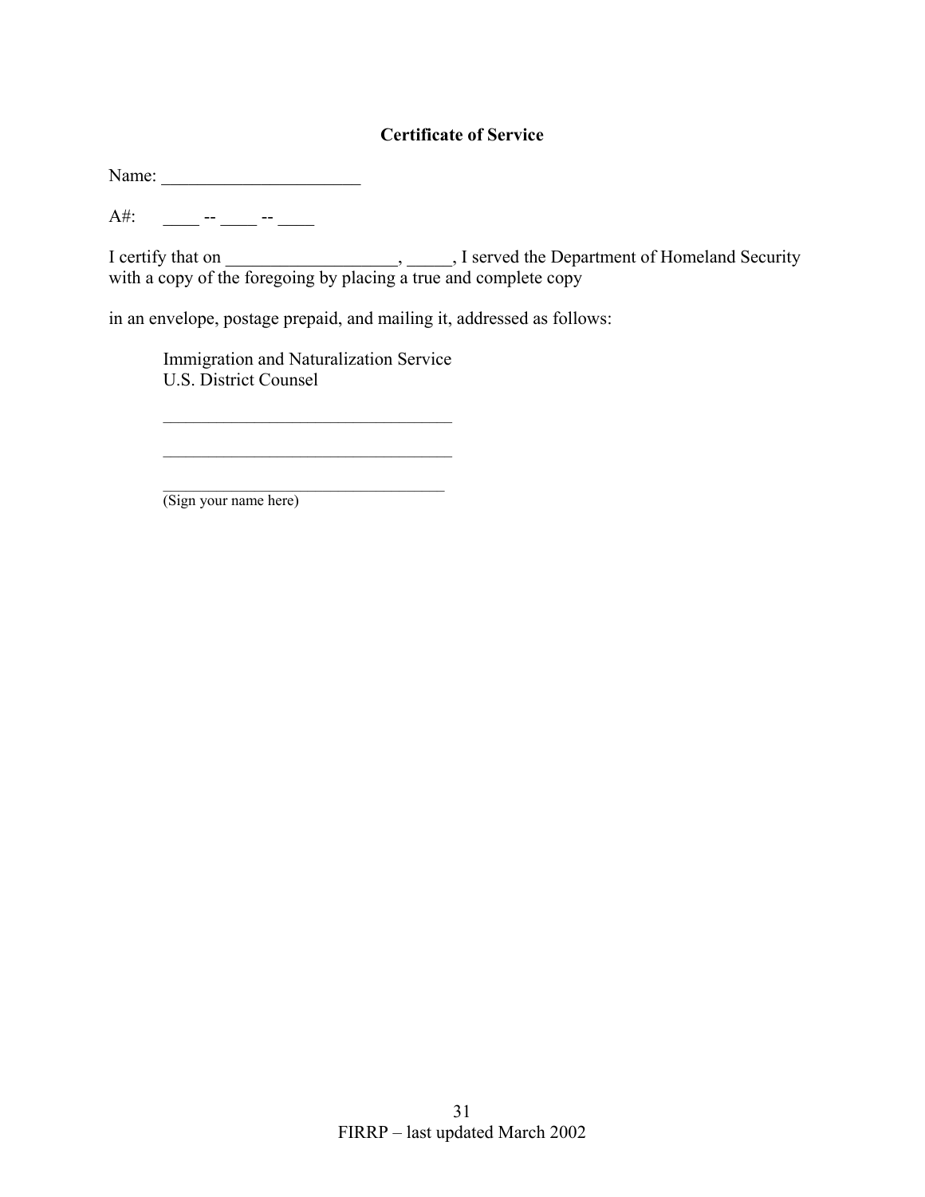**Certificate of Service**

Name: ______________________

A#: ____ -- ____ -- ____

I certify that on __________________, _____, I served the Department of Homeland Security with a copy of the foregoing by placing a true and complete copy

in an envelope, postage prepaid, and mailing it, addressed as follows:

Immigration and Naturalization Service
U.S. District Counsel

_________________________________

_________________________________

_________________________________
(Sign your name here)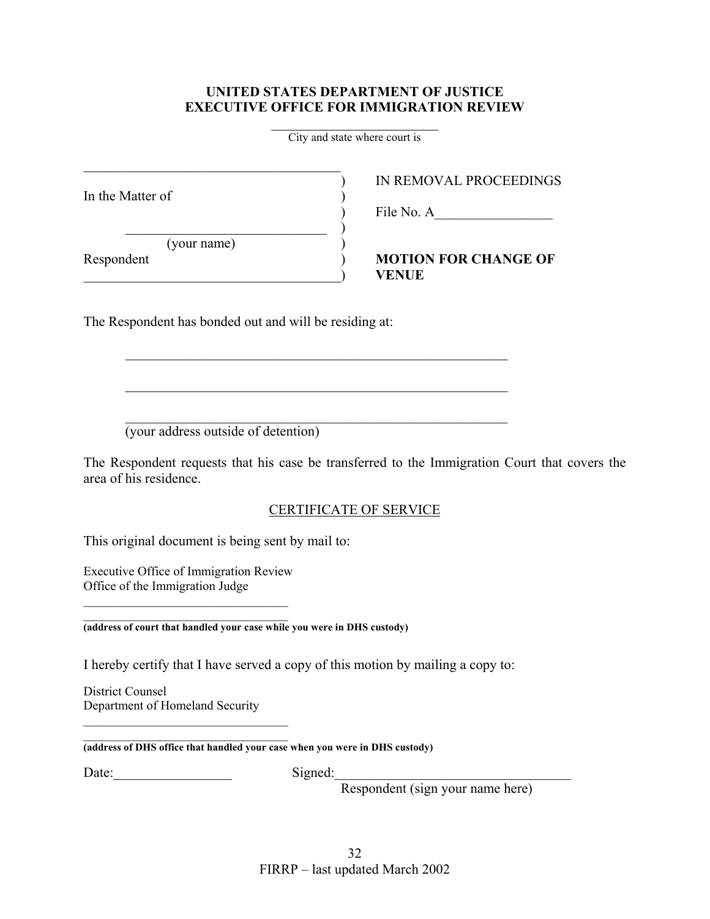**UNITED STATES DEPARTMENT OF JUSTICE**
**EXECUTIVE OFFICE FOR IMMIGRATION REVIEW**

___________________________
City and state where court is

| | |
|---|---|
| ________________________________________ | |
| In the Matter of | IN REMOVAL PROCEEDINGS |
| | File No. A_________________ |
| ______________________________ (your name) | |
| Respondent | **MOTION FOR CHANGE OF VENUE** |
| ________________________________________ | |

The Respondent has bonded out and will be residing at:

__________________________________________________________

__________________________________________________________

__________________________________________________________
(your address outside of detention)

The Respondent requests that his case be transferred to the Immigration Court that covers the area of his residence.

CERTIFICATE OF SERVICE

This original document is being sent by mail to:

Executive Office of Immigration Review
Office of the Immigration Judge
________________________________
________________________________
**(address of court that handled your case while you were in DHS custody)**

I hereby certify that I have served a copy of this motion by mailing a copy to:

District Counsel
Department of Homeland Security
________________________________
________________________________
**(address of DHS office that handled your case when you were in DHS custody)**

Date:_________________ Signed:__________________________________
Respondent (sign your name here)

FIRRP – last updated March 2002